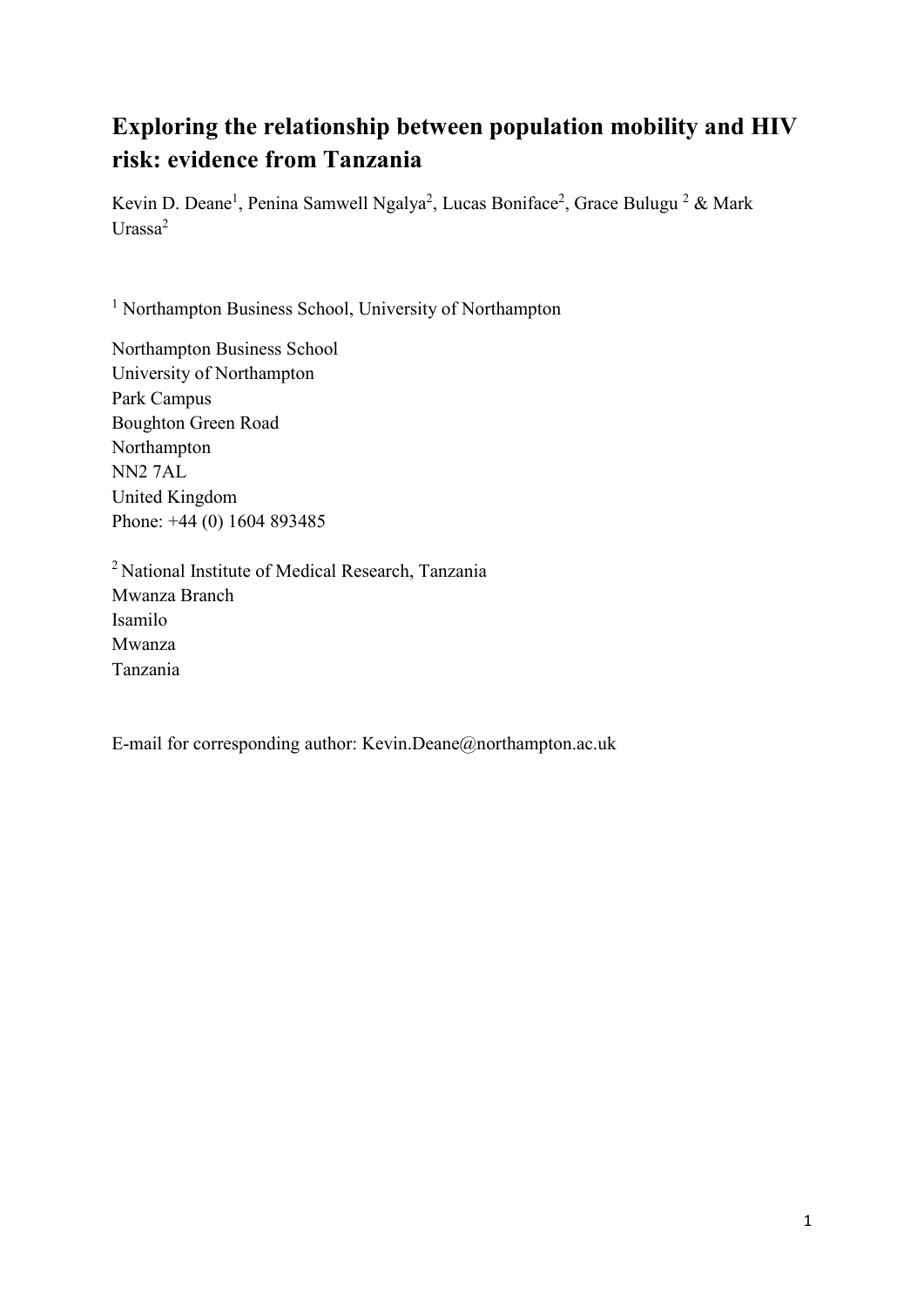# Exploring the relationship between population mobility and HIV risk: evidence from Tanzania

Kevin D. Deane[1], Penina Samwell Ngalya[2], Lucas Boniface[2], Grace Bulugu [2] & Mark Urassa[2]

[1] Northampton Business School, University of Northampton

Northampton Business School
University of Northampton
Park Campus
Boughton Green Road
Northampton
NN2 7AL
United Kingdom
Phone: +44 (0) 1604 893485

[2] National Institute of Medical Research, Tanzania
Mwanza Branch
Isamilo
Mwanza
Tanzania

E-mail for corresponding author: Kevin.Deane@northampton.ac.uk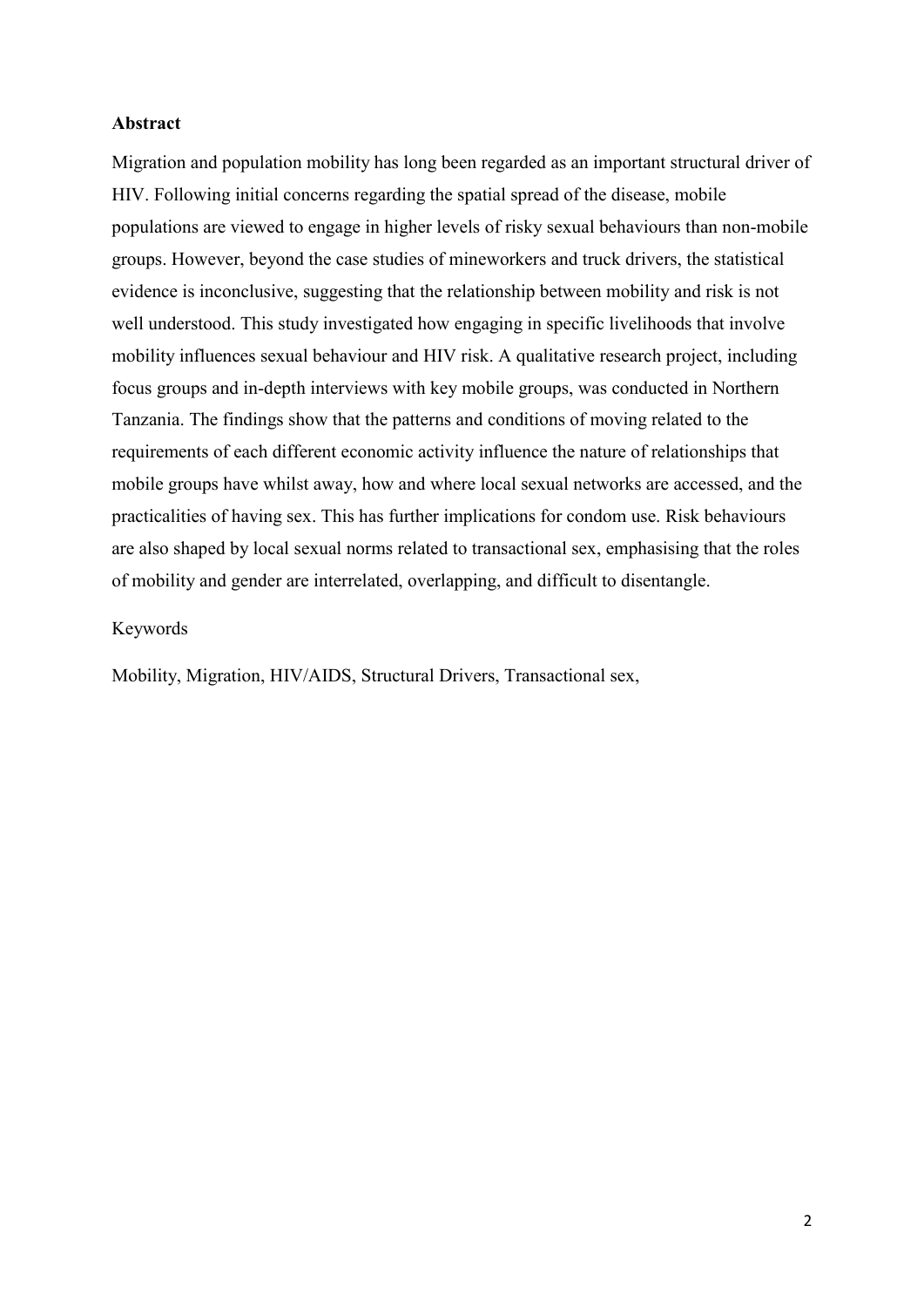**Abstract**

Migration and population mobility has long been regarded as an important structural driver of HIV. Following initial concerns regarding the spatial spread of the disease, mobile populations are viewed to engage in higher levels of risky sexual behaviours than non-mobile groups. However, beyond the case studies of mineworkers and truck drivers, the statistical evidence is inconclusive, suggesting that the relationship between mobility and risk is not well understood. This study investigated how engaging in specific livelihoods that involve mobility influences sexual behaviour and HIV risk. A qualitative research project, including focus groups and in-depth interviews with key mobile groups, was conducted in Northern Tanzania. The findings show that the patterns and conditions of moving related to the requirements of each different economic activity influence the nature of relationships that mobile groups have whilst away, how and where local sexual networks are accessed, and the practicalities of having sex. This has further implications for condom use. Risk behaviours are also shaped by local sexual norms related to transactional sex, emphasising that the roles of mobility and gender are interrelated, overlapping, and difficult to disentangle.

Keywords

Mobility, Migration, HIV/AIDS, Structural Drivers, Transactional sex,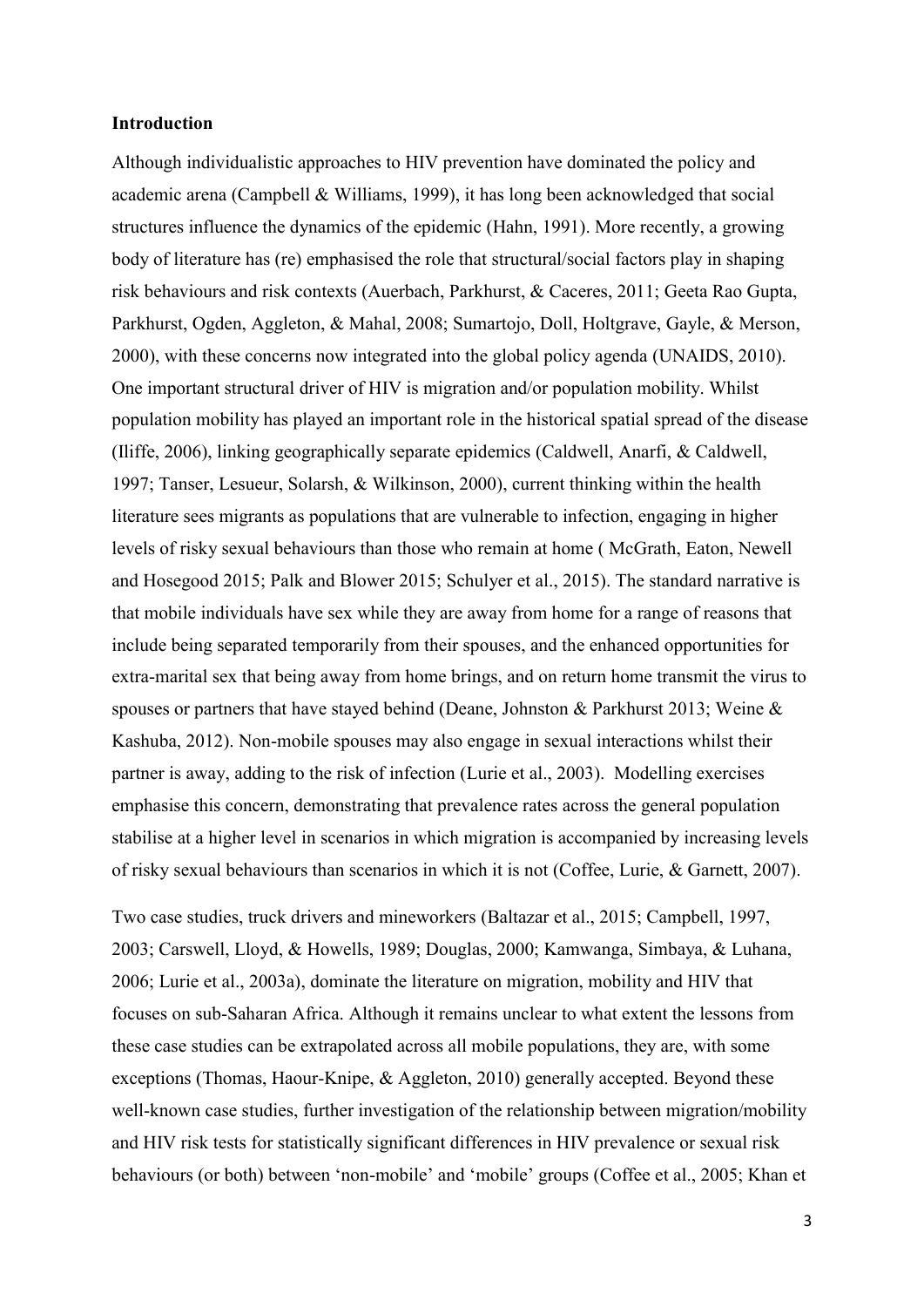**Introduction**

Although individualistic approaches to HIV prevention have dominated the policy and academic arena (Campbell & Williams, 1999), it has long been acknowledged that social structures influence the dynamics of the epidemic (Hahn, 1991). More recently, a growing body of literature has (re) emphasised the role that structural/social factors play in shaping risk behaviours and risk contexts (Auerbach, Parkhurst, & Caceres, 2011; Geeta Rao Gupta, Parkhurst, Ogden, Aggleton, & Mahal, 2008; Sumartojo, Doll, Holtgrave, Gayle, & Merson, 2000), with these concerns now integrated into the global policy agenda (UNAIDS, 2010). One important structural driver of HIV is migration and/or population mobility. Whilst population mobility has played an important role in the historical spatial spread of the disease (Iliffe, 2006), linking geographically separate epidemics (Caldwell, Anarfi, & Caldwell, 1997; Tanser, Lesueur, Solarsh, & Wilkinson, 2000), current thinking within the health literature sees migrants as populations that are vulnerable to infection, engaging in higher levels of risky sexual behaviours than those who remain at home ( McGrath, Eaton, Newell and Hosegood 2015; Palk and Blower 2015; Schulyer et al., 2015). The standard narrative is that mobile individuals have sex while they are away from home for a range of reasons that include being separated temporarily from their spouses, and the enhanced opportunities for extra-marital sex that being away from home brings, and on return home transmit the virus to spouses or partners that have stayed behind (Deane, Johnston & Parkhurst 2013; Weine & Kashuba, 2012). Non-mobile spouses may also engage in sexual interactions whilst their partner is away, adding to the risk of infection (Lurie et al., 2003). Modelling exercises emphasise this concern, demonstrating that prevalence rates across the general population stabilise at a higher level in scenarios in which migration is accompanied by increasing levels of risky sexual behaviours than scenarios in which it is not (Coffee, Lurie, & Garnett, 2007).

Two case studies, truck drivers and mineworkers (Baltazar et al., 2015; Campbell, 1997, 2003; Carswell, Lloyd, & Howells, 1989; Douglas, 2000; Kamwanga, Simbaya, & Luhana, 2006; Lurie et al., 2003a), dominate the literature on migration, mobility and HIV that focuses on sub-Saharan Africa. Although it remains unclear to what extent the lessons from these case studies can be extrapolated across all mobile populations, they are, with some exceptions (Thomas, Haour-Knipe, & Aggleton, 2010) generally accepted. Beyond these well-known case studies, further investigation of the relationship between migration/mobility and HIV risk tests for statistically significant differences in HIV prevalence or sexual risk behaviours (or both) between 'non-mobile' and 'mobile' groups (Coffee et al., 2005; Khan et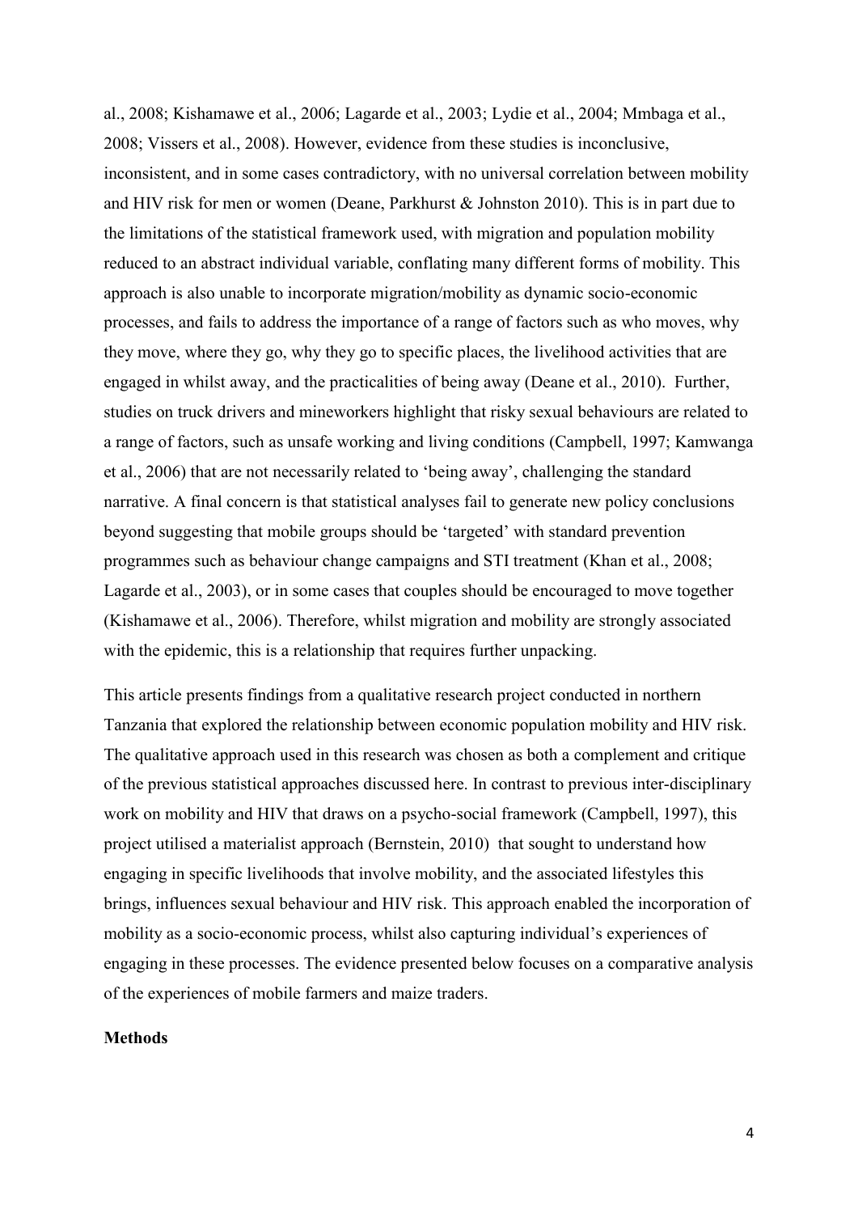al., 2008; Kishamawe et al., 2006; Lagarde et al., 2003; Lydie et al., 2004; Mmbaga et al., 2008; Vissers et al., 2008). However, evidence from these studies is inconclusive, inconsistent, and in some cases contradictory, with no universal correlation between mobility and HIV risk for men or women (Deane, Parkhurst & Johnston 2010). This is in part due to the limitations of the statistical framework used, with migration and population mobility reduced to an abstract individual variable, conflating many different forms of mobility. This approach is also unable to incorporate migration/mobility as dynamic socio-economic processes, and fails to address the importance of a range of factors such as who moves, why they move, where they go, why they go to specific places, the livelihood activities that are engaged in whilst away, and the practicalities of being away (Deane et al., 2010). Further, studies on truck drivers and mineworkers highlight that risky sexual behaviours are related to a range of factors, such as unsafe working and living conditions (Campbell, 1997; Kamwanga et al., 2006) that are not necessarily related to 'being away', challenging the standard narrative. A final concern is that statistical analyses fail to generate new policy conclusions beyond suggesting that mobile groups should be 'targeted' with standard prevention programmes such as behaviour change campaigns and STI treatment (Khan et al., 2008; Lagarde et al., 2003), or in some cases that couples should be encouraged to move together (Kishamawe et al., 2006). Therefore, whilst migration and mobility are strongly associated with the epidemic, this is a relationship that requires further unpacking.

This article presents findings from a qualitative research project conducted in northern Tanzania that explored the relationship between economic population mobility and HIV risk. The qualitative approach used in this research was chosen as both a complement and critique of the previous statistical approaches discussed here. In contrast to previous inter-disciplinary work on mobility and HIV that draws on a psycho-social framework (Campbell, 1997), this project utilised a materialist approach (Bernstein, 2010) that sought to understand how engaging in specific livelihoods that involve mobility, and the associated lifestyles this brings, influences sexual behaviour and HIV risk. This approach enabled the incorporation of mobility as a socio-economic process, whilst also capturing individual's experiences of engaging in these processes. The evidence presented below focuses on a comparative analysis of the experiences of mobile farmers and maize traders.

**Methods**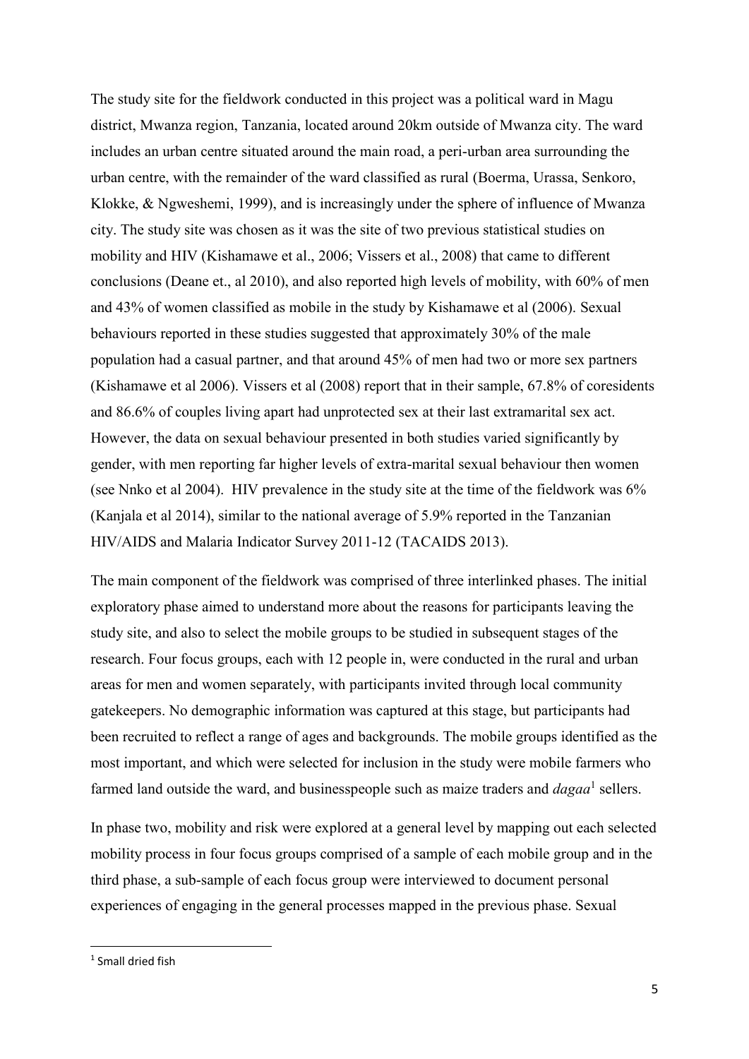The study site for the fieldwork conducted in this project was a political ward in Magu district, Mwanza region, Tanzania, located around 20km outside of Mwanza city. The ward includes an urban centre situated around the main road, a peri-urban area surrounding the urban centre, with the remainder of the ward classified as rural (Boerma, Urassa, Senkoro, Klokke, & Ngweshemi, 1999), and is increasingly under the sphere of influence of Mwanza city. The study site was chosen as it was the site of two previous statistical studies on mobility and HIV (Kishamawe et al., 2006; Vissers et al., 2008) that came to different conclusions (Deane et., al 2010), and also reported high levels of mobility, with 60% of men and 43% of women classified as mobile in the study by Kishamawe et al (2006). Sexual behaviours reported in these studies suggested that approximately 30% of the male population had a casual partner, and that around 45% of men had two or more sex partners (Kishamawe et al 2006). Vissers et al (2008) report that in their sample, 67.8% of coresidents and 86.6% of couples living apart had unprotected sex at their last extramarital sex act. However, the data on sexual behaviour presented in both studies varied significantly by gender, with men reporting far higher levels of extra-marital sexual behaviour then women (see Nnko et al 2004). HIV prevalence in the study site at the time of the fieldwork was 6% (Kanjala et al 2014), similar to the national average of 5.9% reported in the Tanzanian HIV/AIDS and Malaria Indicator Survey 2011-12 (TACAIDS 2013).

The main component of the fieldwork was comprised of three interlinked phases. The initial exploratory phase aimed to understand more about the reasons for participants leaving the study site, and also to select the mobile groups to be studied in subsequent stages of the research. Four focus groups, each with 12 people in, were conducted in the rural and urban areas for men and women separately, with participants invited through local community gatekeepers. No demographic information was captured at this stage, but participants had been recruited to reflect a range of ages and backgrounds. The mobile groups identified as the most important, and which were selected for inclusion in the study were mobile farmers who farmed land outside the ward, and businesspeople such as maize traders and *dagaa*[1] sellers.

In phase two, mobility and risk were explored at a general level by mapping out each selected mobility process in four focus groups comprised of a sample of each mobile group and in the third phase, a sub-sample of each focus group were interviewed to document personal experiences of engaging in the general processes mapped in the previous phase. Sexual

[1] Small dried fish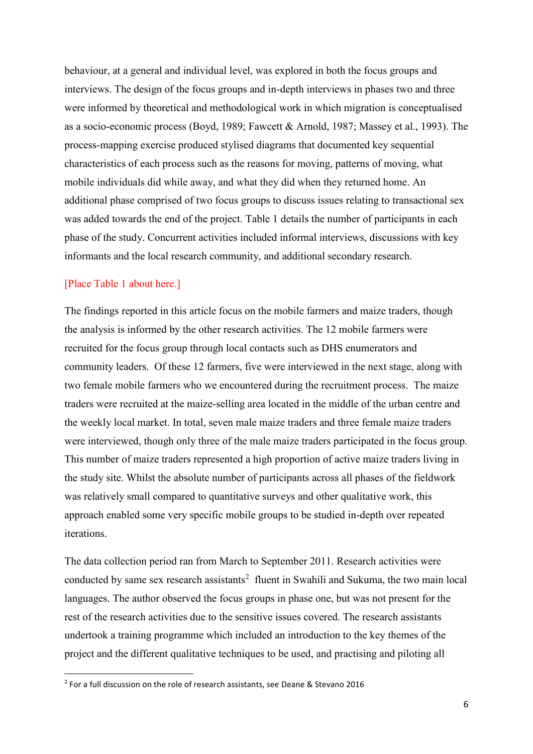behaviour, at a general and individual level, was explored in both the focus groups and interviews. The design of the focus groups and in-depth interviews in phases two and three were informed by theoretical and methodological work in which migration is conceptualised as a socio-economic process (Boyd, 1989; Fawcett & Arnold, 1987; Massey et al., 1993). The process-mapping exercise produced stylised diagrams that documented key sequential characteristics of each process such as the reasons for moving, patterns of moving, what mobile individuals did while away, and what they did when they returned home. An additional phase comprised of two focus groups to discuss issues relating to transactional sex was added towards the end of the project. Table 1 details the number of participants in each phase of the study. Concurrent activities included informal interviews, discussions with key informants and the local research community, and additional secondary research.

[Place Table 1 about here.]

The findings reported in this article focus on the mobile farmers and maize traders, though the analysis is informed by the other research activities. The 12 mobile farmers were recruited for the focus group through local contacts such as DHS enumerators and community leaders. Of these 12 farmers, five were interviewed in the next stage, along with two female mobile farmers who we encountered during the recruitment process. The maize traders were recruited at the maize-selling area located in the middle of the urban centre and the weekly local market. In total, seven male maize traders and three female maize traders were interviewed, though only three of the male maize traders participated in the focus group. This number of maize traders represented a high proportion of active maize traders living in the study site. Whilst the absolute number of participants across all phases of the fieldwork was relatively small compared to quantitative surveys and other qualitative work, this approach enabled some very specific mobile groups to be studied in-depth over repeated iterations.

The data collection period ran from March to September 2011. Research activities were conducted by same sex research assistants[2] fluent in Swahili and Sukuma, the two main local languages. The author observed the focus groups in phase one, but was not present for the rest of the research activities due to the sensitive issues covered. The research assistants undertook a training programme which included an introduction to the key themes of the project and the different qualitative techniques to be used, and practising and piloting all

[2] For a full discussion on the role of research assistants, see Deane & Stevano 2016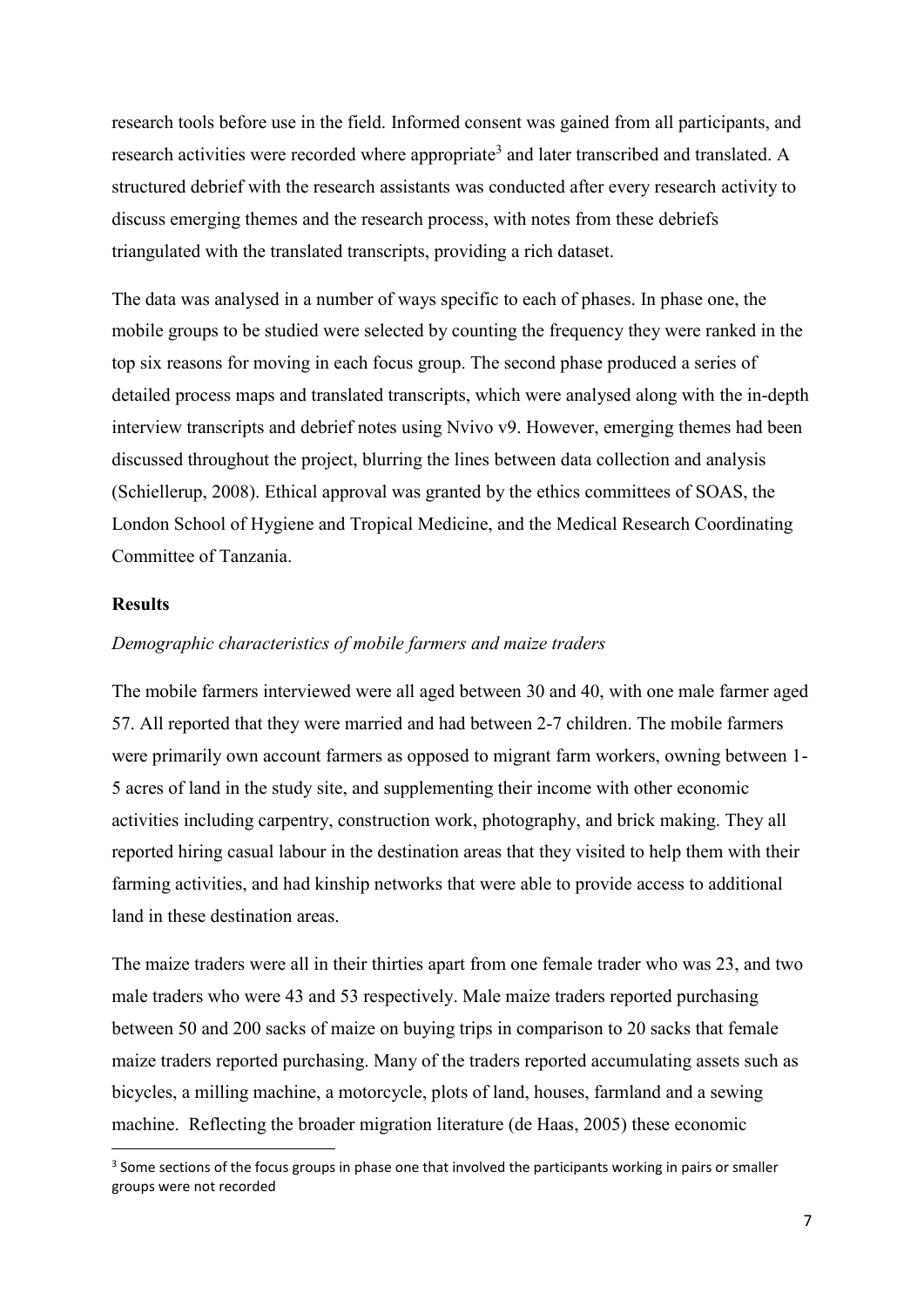research tools before use in the field. Informed consent was gained from all participants, and research activities were recorded where appropriate[3] and later transcribed and translated. A structured debrief with the research assistants was conducted after every research activity to discuss emerging themes and the research process, with notes from these debriefs triangulated with the translated transcripts, providing a rich dataset.

The data was analysed in a number of ways specific to each of phases. In phase one, the mobile groups to be studied were selected by counting the frequency they were ranked in the top six reasons for moving in each focus group. The second phase produced a series of detailed process maps and translated transcripts, which were analysed along with the in-depth interview transcripts and debrief notes using Nvivo v9. However, emerging themes had been discussed throughout the project, blurring the lines between data collection and analysis (Schiellerup, 2008). Ethical approval was granted by the ethics committees of SOAS, the London School of Hygiene and Tropical Medicine, and the Medical Research Coordinating Committee of Tanzania.

## Results

### *Demographic characteristics of mobile farmers and maize traders*

The mobile farmers interviewed were all aged between 30 and 40, with one male farmer aged 57. All reported that they were married and had between 2-7 children. The mobile farmers were primarily own account farmers as opposed to migrant farm workers, owning between 1-5 acres of land in the study site, and supplementing their income with other economic activities including carpentry, construction work, photography, and brick making. They all reported hiring casual labour in the destination areas that they visited to help them with their farming activities, and had kinship networks that were able to provide access to additional land in these destination areas.

The maize traders were all in their thirties apart from one female trader who was 23, and two male traders who were 43 and 53 respectively. Male maize traders reported purchasing between 50 and 200 sacks of maize on buying trips in comparison to 20 sacks that female maize traders reported purchasing. Many of the traders reported accumulating assets such as bicycles, a milling machine, a motorcycle, plots of land, houses, farmland and a sewing machine. Reflecting the broader migration literature (de Haas, 2005) these economic

[3] Some sections of the focus groups in phase one that involved the participants working in pairs or smaller groups were not recorded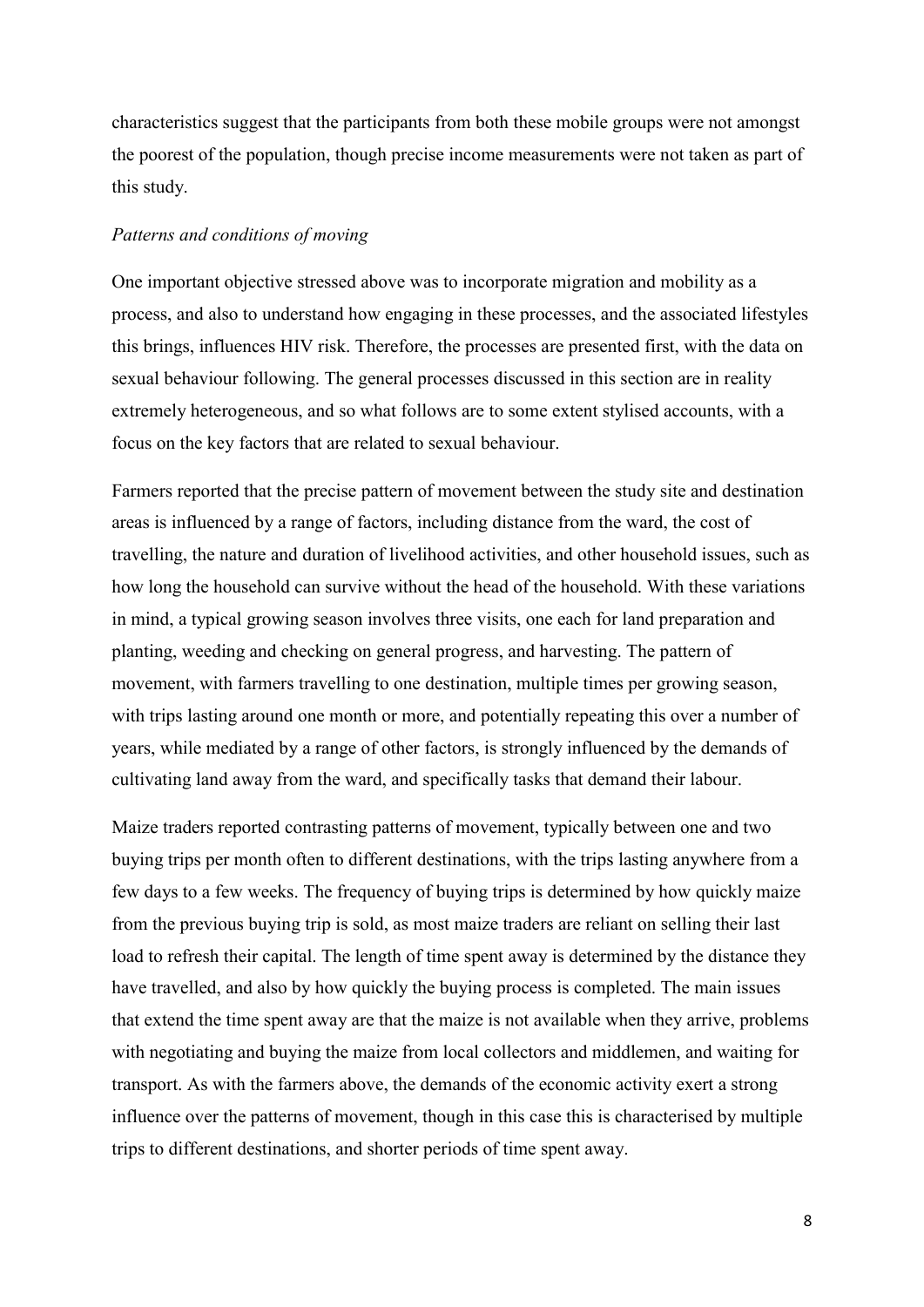characteristics suggest that the participants from both these mobile groups were not amongst the poorest of the population, though precise income measurements were not taken as part of this study.

*Patterns and conditions of moving*

One important objective stressed above was to incorporate migration and mobility as a process, and also to understand how engaging in these processes, and the associated lifestyles this brings, influences HIV risk. Therefore, the processes are presented first, with the data on sexual behaviour following. The general processes discussed in this section are in reality extremely heterogeneous, and so what follows are to some extent stylised accounts, with a focus on the key factors that are related to sexual behaviour.

Farmers reported that the precise pattern of movement between the study site and destination areas is influenced by a range of factors, including distance from the ward, the cost of travelling, the nature and duration of livelihood activities, and other household issues, such as how long the household can survive without the head of the household. With these variations in mind, a typical growing season involves three visits, one each for land preparation and planting, weeding and checking on general progress, and harvesting. The pattern of movement, with farmers travelling to one destination, multiple times per growing season, with trips lasting around one month or more, and potentially repeating this over a number of years, while mediated by a range of other factors, is strongly influenced by the demands of cultivating land away from the ward, and specifically tasks that demand their labour.

Maize traders reported contrasting patterns of movement, typically between one and two buying trips per month often to different destinations, with the trips lasting anywhere from a few days to a few weeks. The frequency of buying trips is determined by how quickly maize from the previous buying trip is sold, as most maize traders are reliant on selling their last load to refresh their capital. The length of time spent away is determined by the distance they have travelled, and also by how quickly the buying process is completed. The main issues that extend the time spent away are that the maize is not available when they arrive, problems with negotiating and buying the maize from local collectors and middlemen, and waiting for transport. As with the farmers above, the demands of the economic activity exert a strong influence over the patterns of movement, though in this case this is characterised by multiple trips to different destinations, and shorter periods of time spent away.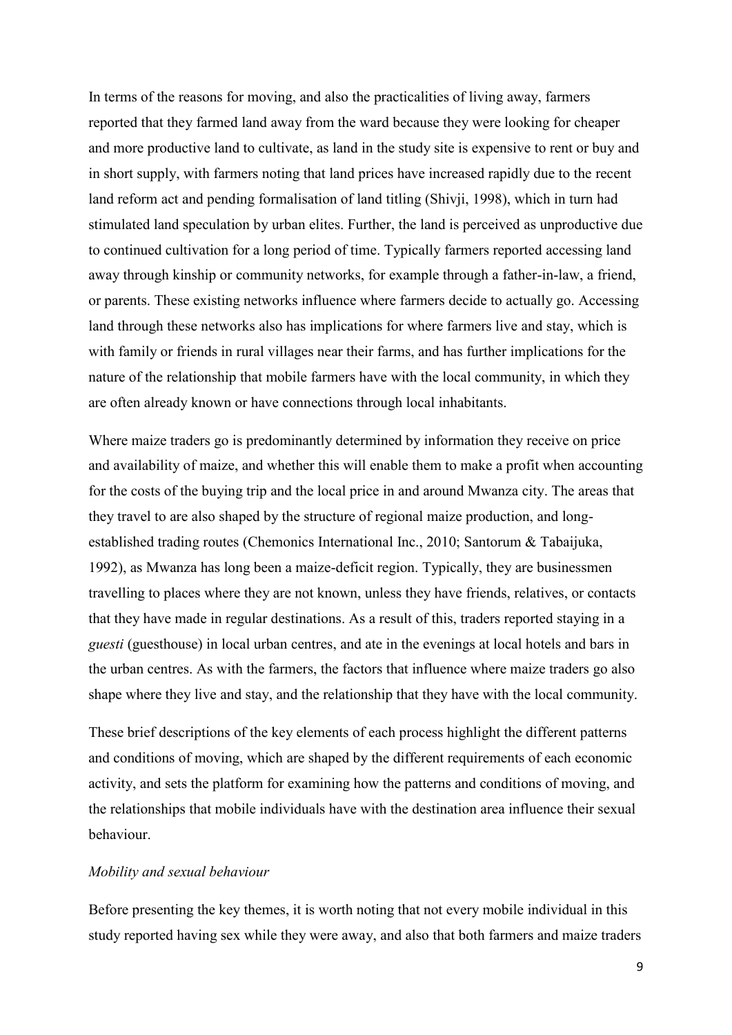In terms of the reasons for moving, and also the practicalities of living away, farmers reported that they farmed land away from the ward because they were looking for cheaper and more productive land to cultivate, as land in the study site is expensive to rent or buy and in short supply, with farmers noting that land prices have increased rapidly due to the recent land reform act and pending formalisation of land titling (Shivji, 1998), which in turn had stimulated land speculation by urban elites. Further, the land is perceived as unproductive due to continued cultivation for a long period of time. Typically farmers reported accessing land away through kinship or community networks, for example through a father-in-law, a friend, or parents. These existing networks influence where farmers decide to actually go. Accessing land through these networks also has implications for where farmers live and stay, which is with family or friends in rural villages near their farms, and has further implications for the nature of the relationship that mobile farmers have with the local community, in which they are often already known or have connections through local inhabitants.

Where maize traders go is predominantly determined by information they receive on price and availability of maize, and whether this will enable them to make a profit when accounting for the costs of the buying trip and the local price in and around Mwanza city. The areas that they travel to are also shaped by the structure of regional maize production, and long-established trading routes (Chemonics International Inc., 2010; Santorum & Tabaijuka, 1992), as Mwanza has long been a maize-deficit region. Typically, they are businessmen travelling to places where they are not known, unless they have friends, relatives, or contacts that they have made in regular destinations. As a result of this, traders reported staying in a *guesti* (guesthouse) in local urban centres, and ate in the evenings at local hotels and bars in the urban centres. As with the farmers, the factors that influence where maize traders go also shape where they live and stay, and the relationship that they have with the local community.

These brief descriptions of the key elements of each process highlight the different patterns and conditions of moving, which are shaped by the different requirements of each economic activity, and sets the platform for examining how the patterns and conditions of moving, and the relationships that mobile individuals have with the destination area influence their sexual behaviour.

*Mobility and sexual behaviour*

Before presenting the key themes, it is worth noting that not every mobile individual in this study reported having sex while they were away, and also that both farmers and maize traders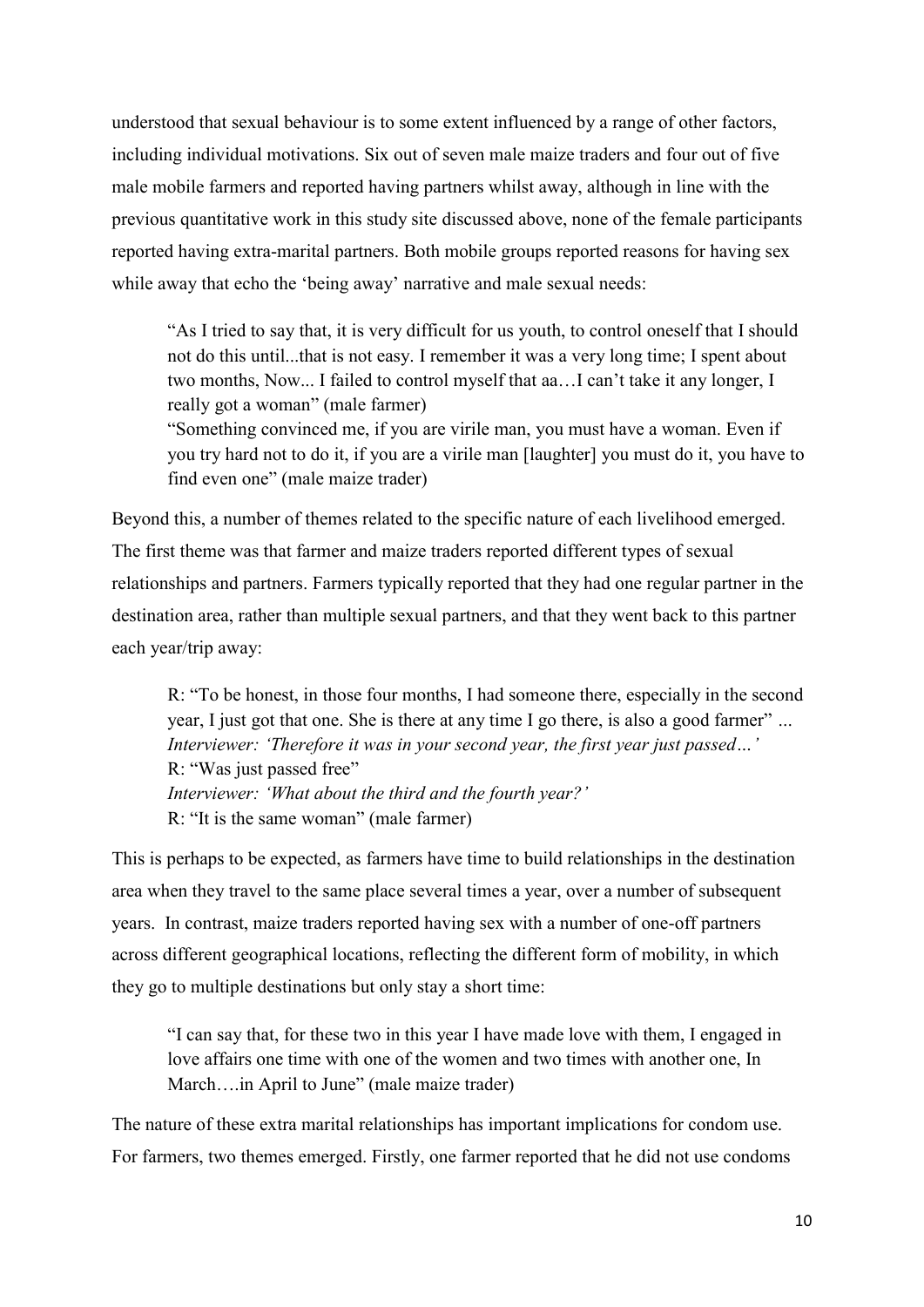understood that sexual behaviour is to some extent influenced by a range of other factors, including individual motivations. Six out of seven male maize traders and four out of five male mobile farmers and reported having partners whilst away, although in line with the previous quantitative work in this study site discussed above, none of the female participants reported having extra-marital partners. Both mobile groups reported reasons for having sex while away that echo the 'being away' narrative and male sexual needs:

> "As I tried to say that, it is very difficult for us youth, to control oneself that I should not do this until...that is not easy. I remember it was a very long time; I spent about two months, Now... I failed to control myself that aa…I can't take it any longer, I really got a woman" (male farmer)
>
> "Something convinced me, if you are virile man, you must have a woman. Even if you try hard not to do it, if you are a virile man [laughter] you must do it, you have to find even one" (male maize trader)

Beyond this, a number of themes related to the specific nature of each livelihood emerged. The first theme was that farmer and maize traders reported different types of sexual relationships and partners. Farmers typically reported that they had one regular partner in the destination area, rather than multiple sexual partners, and that they went back to this partner each year/trip away:

> R: "To be honest, in those four months, I had someone there, especially in the second year, I just got that one. She is there at any time I go there, is also a good farmer" ...
>
> *Interviewer: 'Therefore it was in your second year, the first year just passed…'*
>
> R: "Was just passed free"
>
> *Interviewer: 'What about the third and the fourth year?'*
>
> R: "It is the same woman" (male farmer)

This is perhaps to be expected, as farmers have time to build relationships in the destination area when they travel to the same place several times a year, over a number of subsequent years. In contrast, maize traders reported having sex with a number of one-off partners across different geographical locations, reflecting the different form of mobility, in which they go to multiple destinations but only stay a short time:

> "I can say that, for these two in this year I have made love with them, I engaged in love affairs one time with one of the women and two times with another one, In March….in April to June" (male maize trader)

The nature of these extra marital relationships has important implications for condom use. For farmers, two themes emerged. Firstly, one farmer reported that he did not use condoms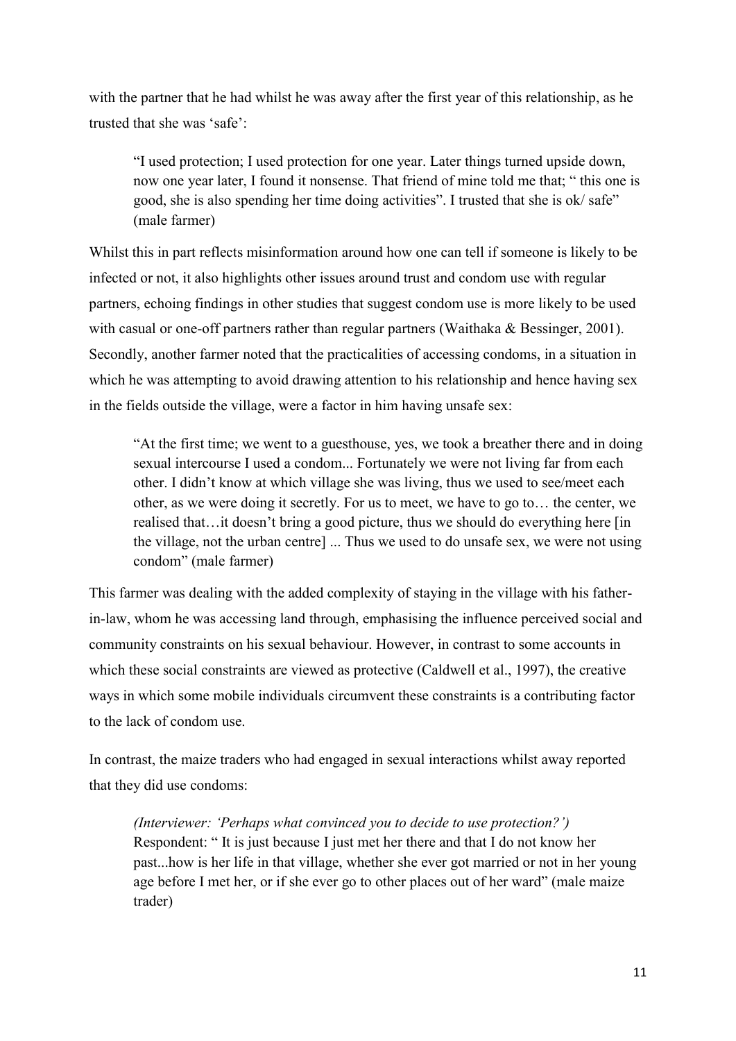with the partner that he had whilst he was away after the first year of this relationship, as he trusted that she was 'safe':

> "I used protection; I used protection for one year. Later things turned upside down, now one year later, I found it nonsense. That friend of mine told me that; " this one is good, she is also spending her time doing activities". I trusted that she is ok/ safe" (male farmer)

Whilst this in part reflects misinformation around how one can tell if someone is likely to be infected or not, it also highlights other issues around trust and condom use with regular partners, echoing findings in other studies that suggest condom use is more likely to be used with casual or one-off partners rather than regular partners (Waithaka & Bessinger, 2001). Secondly, another farmer noted that the practicalities of accessing condoms, in a situation in which he was attempting to avoid drawing attention to his relationship and hence having sex in the fields outside the village, were a factor in him having unsafe sex:

> "At the first time; we went to a guesthouse, yes, we took a breather there and in doing sexual intercourse I used a condom... Fortunately we were not living far from each other. I didn't know at which village she was living, thus we used to see/meet each other, as we were doing it secretly. For us to meet, we have to go to… the center, we realised that…it doesn't bring a good picture, thus we should do everything here [in the village, not the urban centre] ... Thus we used to do unsafe sex, we were not using condom" (male farmer)

This farmer was dealing with the added complexity of staying in the village with his father-in-law, whom he was accessing land through, emphasising the influence perceived social and community constraints on his sexual behaviour. However, in contrast to some accounts in which these social constraints are viewed as protective (Caldwell et al., 1997), the creative ways in which some mobile individuals circumvent these constraints is a contributing factor to the lack of condom use.

In contrast, the maize traders who had engaged in sexual interactions whilst away reported that they did use condoms:

> *(Interviewer: 'Perhaps what convinced you to decide to use protection?')*
> Respondent: " It is just because I just met her there and that I do not know her past...how is her life in that village, whether she ever got married or not in her young age before I met her, or if she ever go to other places out of her ward" (male maize trader)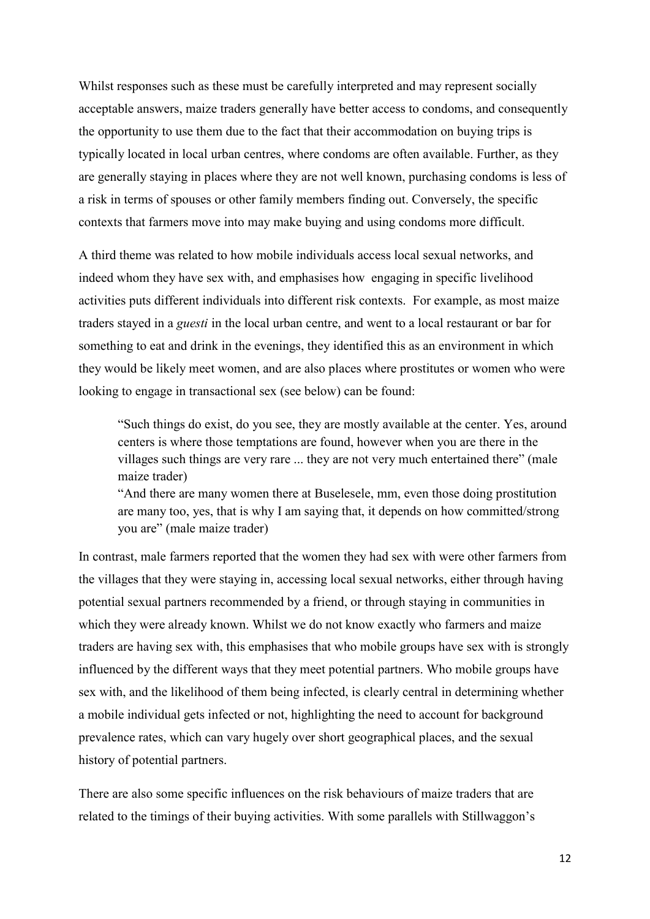Whilst responses such as these must be carefully interpreted and may represent socially acceptable answers, maize traders generally have better access to condoms, and consequently the opportunity to use them due to the fact that their accommodation on buying trips is typically located in local urban centres, where condoms are often available. Further, as they are generally staying in places where they are not well known, purchasing condoms is less of a risk in terms of spouses or other family members finding out. Conversely, the specific contexts that farmers move into may make buying and using condoms more difficult.

A third theme was related to how mobile individuals access local sexual networks, and indeed whom they have sex with, and emphasises how engaging in specific livelihood activities puts different individuals into different risk contexts. For example, as most maize traders stayed in a *guesti* in the local urban centre, and went to a local restaurant or bar for something to eat and drink in the evenings, they identified this as an environment in which they would be likely meet women, and are also places where prostitutes or women who were looking to engage in transactional sex (see below) can be found:

> "Such things do exist, do you see, they are mostly available at the center. Yes, around centers is where those temptations are found, however when you are there in the villages such things are very rare ... they are not very much entertained there" (male maize trader)
>
> "And there are many women there at Buselesele, mm, even those doing prostitution are many too, yes, that is why I am saying that, it depends on how committed/strong you are" (male maize trader)

In contrast, male farmers reported that the women they had sex with were other farmers from the villages that they were staying in, accessing local sexual networks, either through having potential sexual partners recommended by a friend, or through staying in communities in which they were already known. Whilst we do not know exactly who farmers and maize traders are having sex with, this emphasises that who mobile groups have sex with is strongly influenced by the different ways that they meet potential partners. Who mobile groups have sex with, and the likelihood of them being infected, is clearly central in determining whether a mobile individual gets infected or not, highlighting the need to account for background prevalence rates, which can vary hugely over short geographical places, and the sexual history of potential partners.

There are also some specific influences on the risk behaviours of maize traders that are related to the timings of their buying activities. With some parallels with Stillwaggon's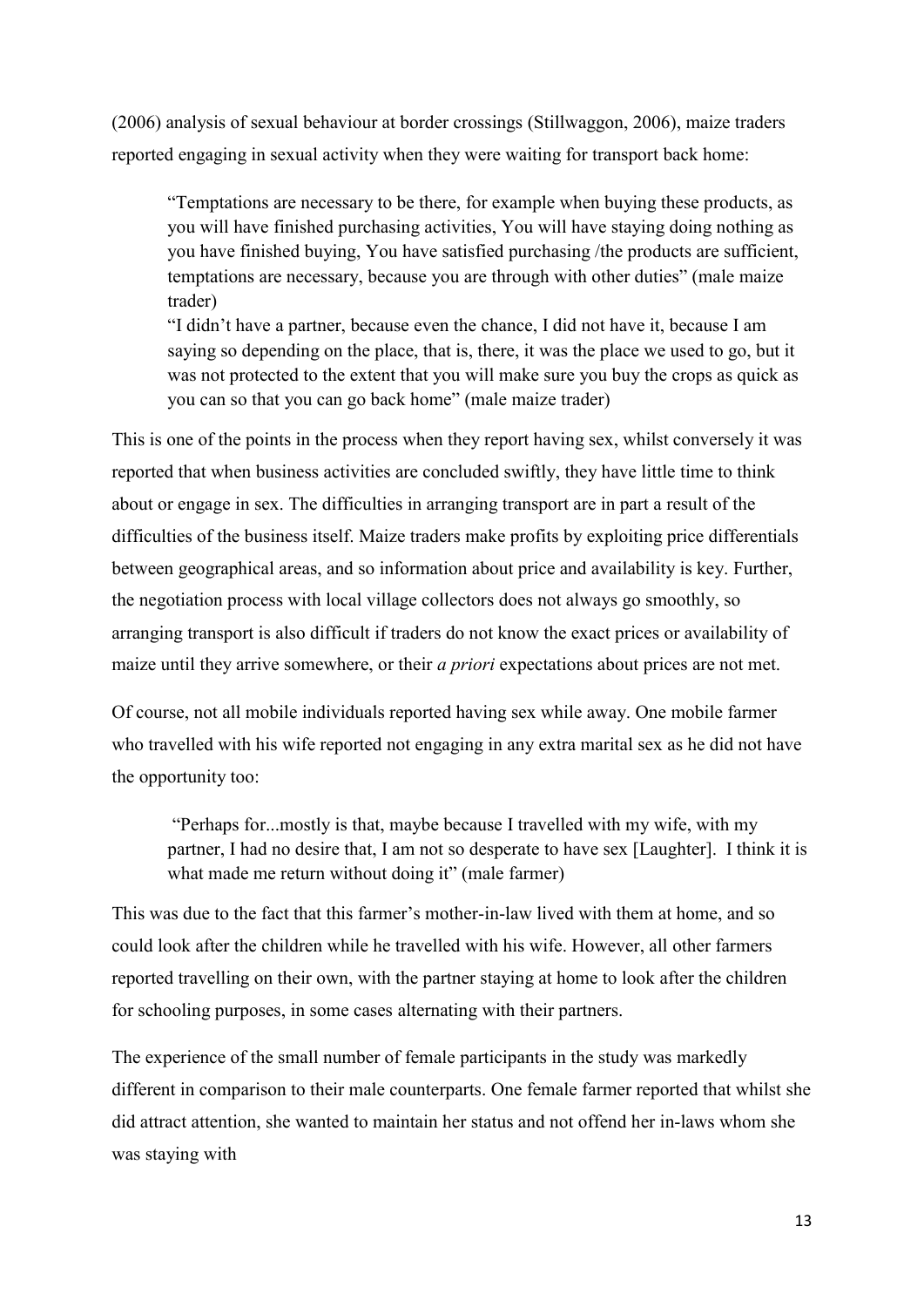(2006) analysis of sexual behaviour at border crossings (Stillwaggon, 2006), maize traders reported engaging in sexual activity when they were waiting for transport back home:

> "Temptations are necessary to be there, for example when buying these products, as you will have finished purchasing activities, You will have staying doing nothing as you have finished buying, You have satisfied purchasing /the products are sufficient, temptations are necessary, because you are through with other duties" (male maize trader)
>
> "I didn't have a partner, because even the chance, I did not have it, because I am saying so depending on the place, that is, there, it was the place we used to go, but it was not protected to the extent that you will make sure you buy the crops as quick as you can so that you can go back home" (male maize trader)

This is one of the points in the process when they report having sex, whilst conversely it was reported that when business activities are concluded swiftly, they have little time to think about or engage in sex. The difficulties in arranging transport are in part a result of the difficulties of the business itself. Maize traders make profits by exploiting price differentials between geographical areas, and so information about price and availability is key. Further, the negotiation process with local village collectors does not always go smoothly, so arranging transport is also difficult if traders do not know the exact prices or availability of maize until they arrive somewhere, or their *a priori* expectations about prices are not met.

Of course, not all mobile individuals reported having sex while away. One mobile farmer who travelled with his wife reported not engaging in any extra marital sex as he did not have the opportunity too:

> "Perhaps for...mostly is that, maybe because I travelled with my wife, with my partner, I had no desire that, I am not so desperate to have sex [Laughter]. I think it is what made me return without doing it" (male farmer)

This was due to the fact that this farmer's mother-in-law lived with them at home, and so could look after the children while he travelled with his wife. However, all other farmers reported travelling on their own, with the partner staying at home to look after the children for schooling purposes, in some cases alternating with their partners.

The experience of the small number of female participants in the study was markedly different in comparison to their male counterparts. One female farmer reported that whilst she did attract attention, she wanted to maintain her status and not offend her in-laws whom she was staying with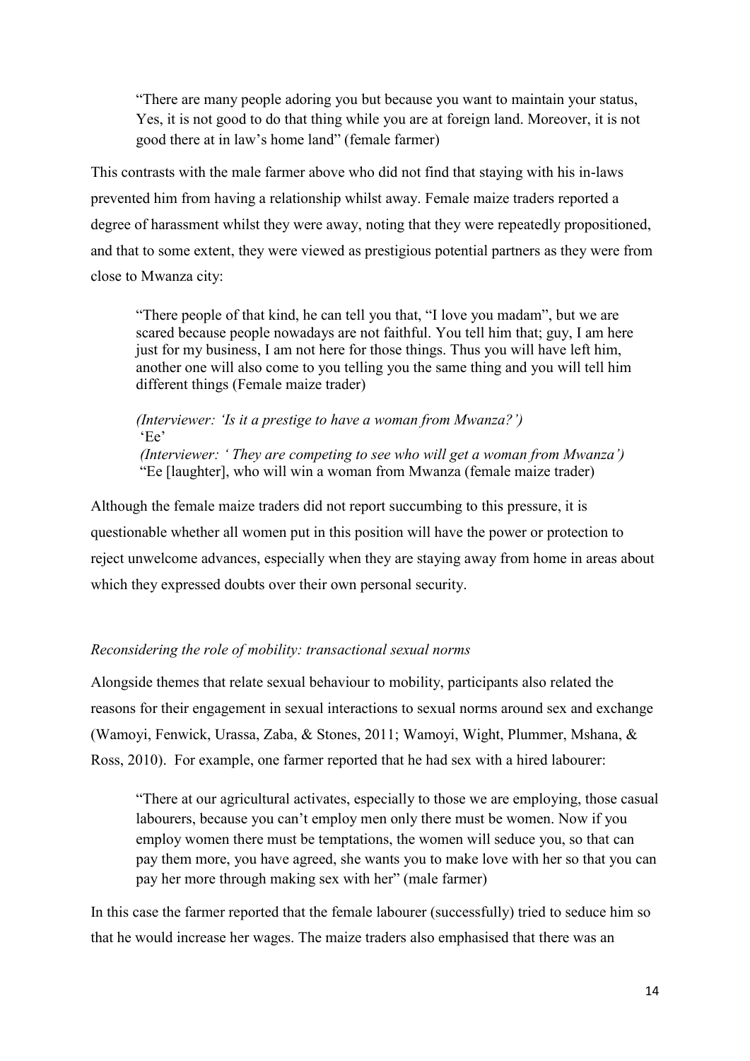> "There are many people adoring you but because you want to maintain your status, Yes, it is not good to do that thing while you are at foreign land. Moreover, it is not good there at in law's home land" (female farmer)

This contrasts with the male farmer above who did not find that staying with his in-laws prevented him from having a relationship whilst away. Female maize traders reported a degree of harassment whilst they were away, noting that they were repeatedly propositioned, and that to some extent, they were viewed as prestigious potential partners as they were from close to Mwanza city:

> "There people of that kind, he can tell you that, "I love you madam", but we are scared because people nowadays are not faithful. You tell him that; guy, I am here just for my business, I am not here for those things. Thus you will have left him, another one will also come to you telling you the same thing and you will tell him different things (Female maize trader)
>
> *(Interviewer: 'Is it a prestige to have a woman from Mwanza?')*
> 'Ee'
> *(Interviewer: ' They are competing to see who will get a woman from Mwanza')*
> "Ee [laughter], who will win a woman from Mwanza (female maize trader)

Although the female maize traders did not report succumbing to this pressure, it is questionable whether all women put in this position will have the power or protection to reject unwelcome advances, especially when they are staying away from home in areas about which they expressed doubts over their own personal security.

*Reconsidering the role of mobility: transactional sexual norms*

Alongside themes that relate sexual behaviour to mobility, participants also related the reasons for their engagement in sexual interactions to sexual norms around sex and exchange (Wamoyi, Fenwick, Urassa, Zaba, & Stones, 2011; Wamoyi, Wight, Plummer, Mshana, & Ross, 2010). For example, one farmer reported that he had sex with a hired labourer:

> "There at our agricultural activates, especially to those we are employing, those casual labourers, because you can't employ men only there must be women. Now if you employ women there must be temptations, the women will seduce you, so that can pay them more, you have agreed, she wants you to make love with her so that you can pay her more through making sex with her" (male farmer)

In this case the farmer reported that the female labourer (successfully) tried to seduce him so that he would increase her wages. The maize traders also emphasised that there was an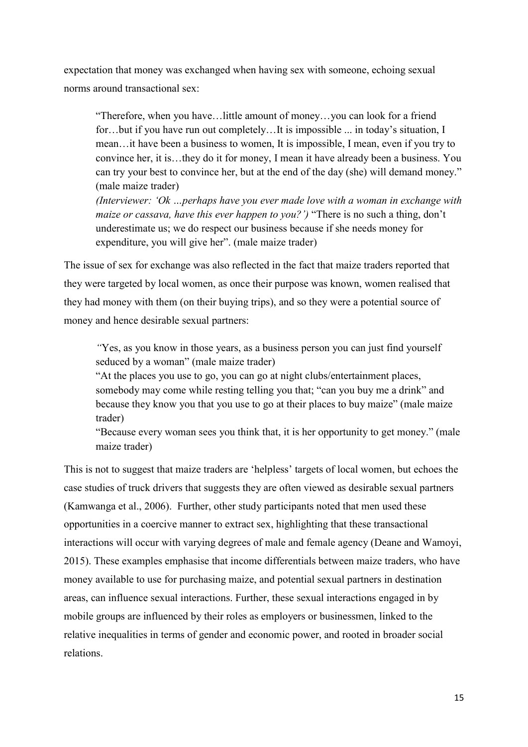expectation that money was exchanged when having sex with someone, echoing sexual norms around transactional sex:

> "Therefore, when you have…little amount of money…you can look for a friend for…but if you have run out completely…It is impossible ... in today's situation, I mean…it have been a business to women, It is impossible, I mean, even if you try to convince her, it is…they do it for money, I mean it have already been a business. You can try your best to convince her, but at the end of the day (she) will demand money." (male maize trader)
>
> *(Interviewer: 'Ok …perhaps have you ever made love with a woman in exchange with maize or cassava, have this ever happen to you?')* "There is no such a thing, don't underestimate us; we do respect our business because if she needs money for expenditure, you will give her". (male maize trader)

The issue of sex for exchange was also reflected in the fact that maize traders reported that they were targeted by local women, as once their purpose was known, women realised that they had money with them (on their buying trips), and so they were a potential source of money and hence desirable sexual partners:

> *"*Yes, as you know in those years, as a business person you can just find yourself seduced by a woman" (male maize trader)
>
> "At the places you use to go, you can go at night clubs/entertainment places, somebody may come while resting telling you that; "can you buy me a drink" and because they know you that you use to go at their places to buy maize" (male maize trader)
>
> "Because every woman sees you think that, it is her opportunity to get money." (male maize trader)

This is not to suggest that maize traders are 'helpless' targets of local women, but echoes the case studies of truck drivers that suggests they are often viewed as desirable sexual partners (Kamwanga et al., 2006). Further, other study participants noted that men used these opportunities in a coercive manner to extract sex, highlighting that these transactional interactions will occur with varying degrees of male and female agency (Deane and Wamoyi, 2015). These examples emphasise that income differentials between maize traders, who have money available to use for purchasing maize, and potential sexual partners in destination areas, can influence sexual interactions. Further, these sexual interactions engaged in by mobile groups are influenced by their roles as employers or businessmen, linked to the relative inequalities in terms of gender and economic power, and rooted in broader social relations.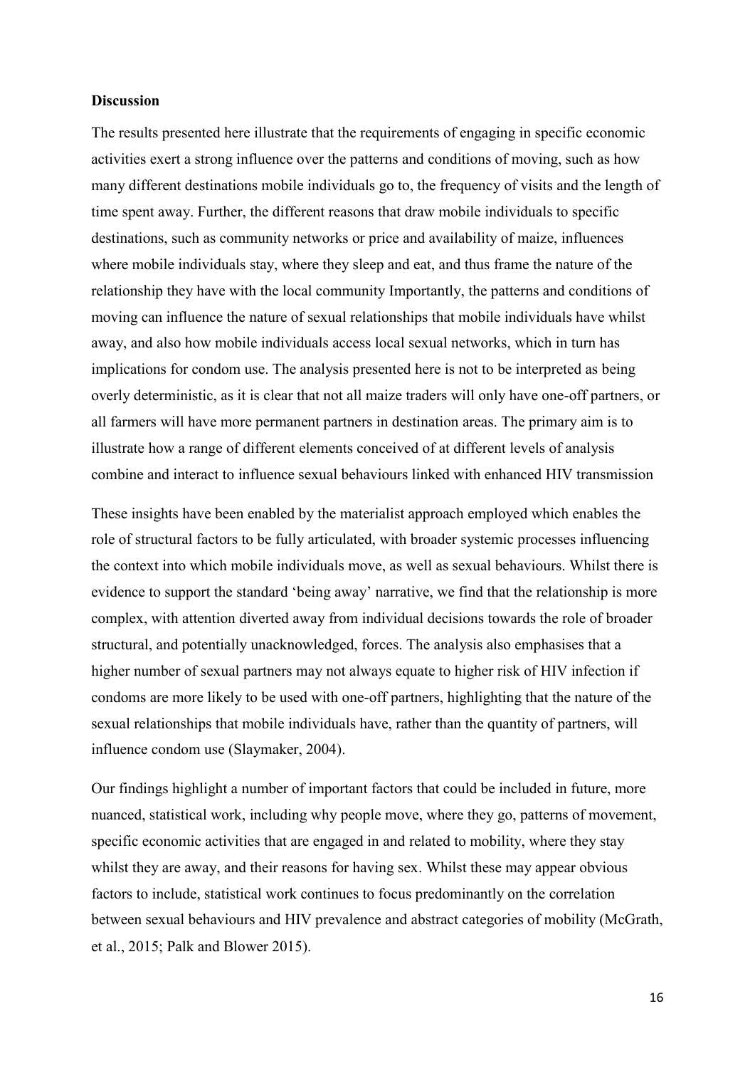**Discussion**

The results presented here illustrate that the requirements of engaging in specific economic activities exert a strong influence over the patterns and conditions of moving, such as how many different destinations mobile individuals go to, the frequency of visits and the length of time spent away. Further, the different reasons that draw mobile individuals to specific destinations, such as community networks or price and availability of maize, influences where mobile individuals stay, where they sleep and eat, and thus frame the nature of the relationship they have with the local community Importantly, the patterns and conditions of moving can influence the nature of sexual relationships that mobile individuals have whilst away, and also how mobile individuals access local sexual networks, which in turn has implications for condom use. The analysis presented here is not to be interpreted as being overly deterministic, as it is clear that not all maize traders will only have one-off partners, or all farmers will have more permanent partners in destination areas. The primary aim is to illustrate how a range of different elements conceived of at different levels of analysis combine and interact to influence sexual behaviours linked with enhanced HIV transmission

These insights have been enabled by the materialist approach employed which enables the role of structural factors to be fully articulated, with broader systemic processes influencing the context into which mobile individuals move, as well as sexual behaviours. Whilst there is evidence to support the standard 'being away' narrative, we find that the relationship is more complex, with attention diverted away from individual decisions towards the role of broader structural, and potentially unacknowledged, forces. The analysis also emphasises that a higher number of sexual partners may not always equate to higher risk of HIV infection if condoms are more likely to be used with one-off partners, highlighting that the nature of the sexual relationships that mobile individuals have, rather than the quantity of partners, will influence condom use (Slaymaker, 2004).

Our findings highlight a number of important factors that could be included in future, more nuanced, statistical work, including why people move, where they go, patterns of movement, specific economic activities that are engaged in and related to mobility, where they stay whilst they are away, and their reasons for having sex. Whilst these may appear obvious factors to include, statistical work continues to focus predominantly on the correlation between sexual behaviours and HIV prevalence and abstract categories of mobility (McGrath, et al., 2015; Palk and Blower 2015).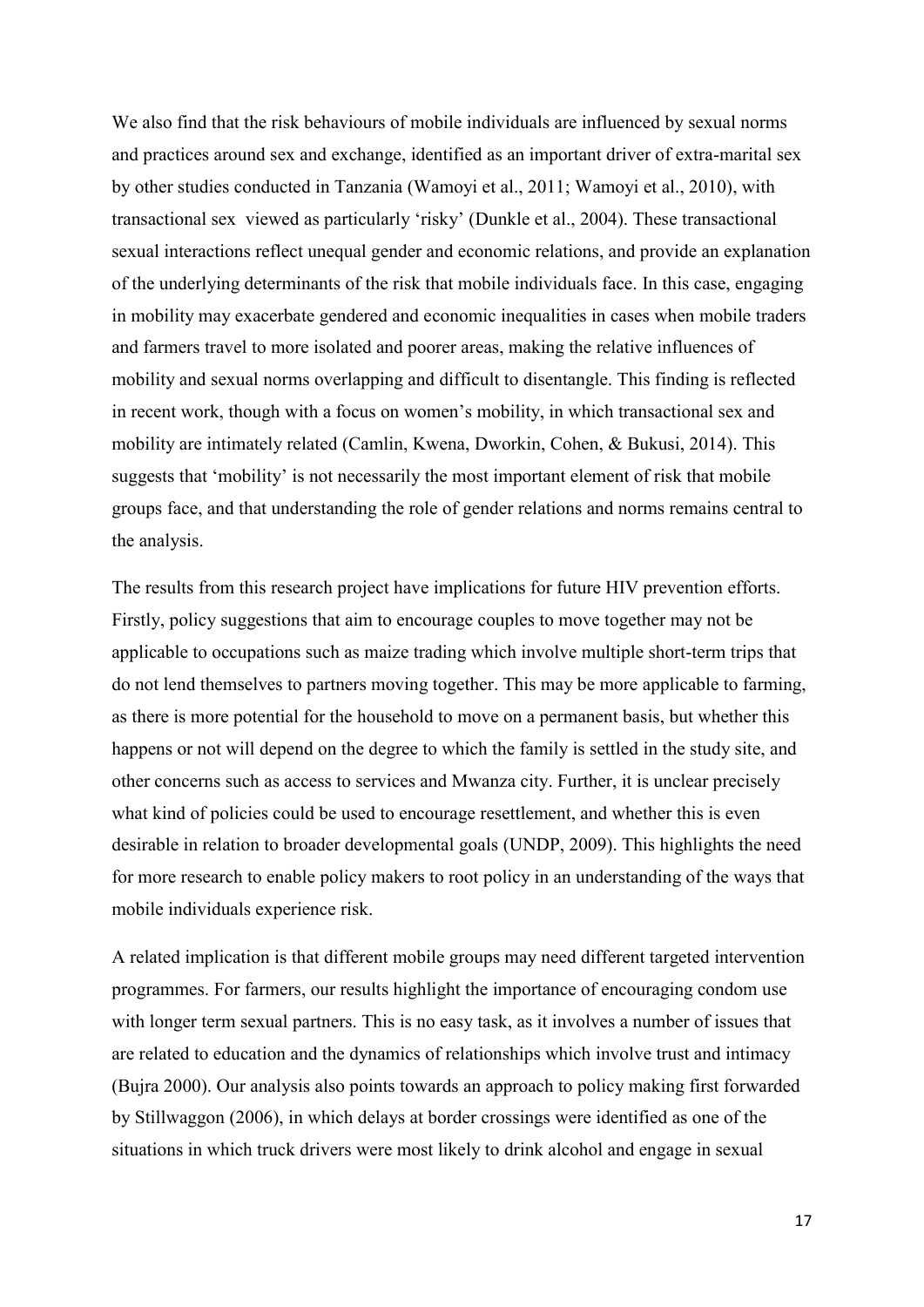We also find that the risk behaviours of mobile individuals are influenced by sexual norms and practices around sex and exchange, identified as an important driver of extra-marital sex by other studies conducted in Tanzania (Wamoyi et al., 2011; Wamoyi et al., 2010), with transactional sex viewed as particularly 'risky' (Dunkle et al., 2004). These transactional sexual interactions reflect unequal gender and economic relations, and provide an explanation of the underlying determinants of the risk that mobile individuals face. In this case, engaging in mobility may exacerbate gendered and economic inequalities in cases when mobile traders and farmers travel to more isolated and poorer areas, making the relative influences of mobility and sexual norms overlapping and difficult to disentangle. This finding is reflected in recent work, though with a focus on women's mobility, in which transactional sex and mobility are intimately related (Camlin, Kwena, Dworkin, Cohen, & Bukusi, 2014). This suggests that 'mobility' is not necessarily the most important element of risk that mobile groups face, and that understanding the role of gender relations and norms remains central to the analysis.

The results from this research project have implications for future HIV prevention efforts. Firstly, policy suggestions that aim to encourage couples to move together may not be applicable to occupations such as maize trading which involve multiple short-term trips that do not lend themselves to partners moving together. This may be more applicable to farming, as there is more potential for the household to move on a permanent basis, but whether this happens or not will depend on the degree to which the family is settled in the study site, and other concerns such as access to services and Mwanza city. Further, it is unclear precisely what kind of policies could be used to encourage resettlement, and whether this is even desirable in relation to broader developmental goals (UNDP, 2009). This highlights the need for more research to enable policy makers to root policy in an understanding of the ways that mobile individuals experience risk.

A related implication is that different mobile groups may need different targeted intervention programmes. For farmers, our results highlight the importance of encouraging condom use with longer term sexual partners. This is no easy task, as it involves a number of issues that are related to education and the dynamics of relationships which involve trust and intimacy (Bujra 2000). Our analysis also points towards an approach to policy making first forwarded by Stillwaggon (2006), in which delays at border crossings were identified as one of the situations in which truck drivers were most likely to drink alcohol and engage in sexual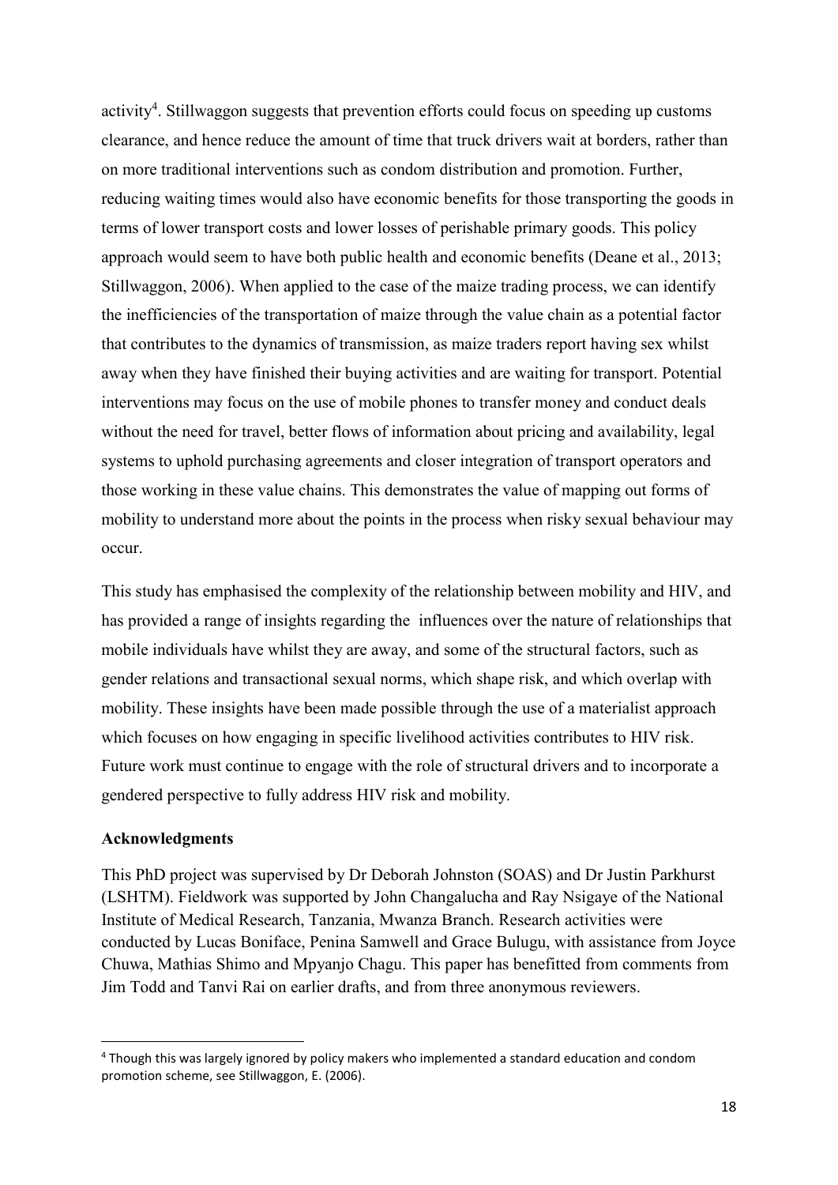activity[4]. Stillwaggon suggests that prevention efforts could focus on speeding up customs clearance, and hence reduce the amount of time that truck drivers wait at borders, rather than on more traditional interventions such as condom distribution and promotion. Further, reducing waiting times would also have economic benefits for those transporting the goods in terms of lower transport costs and lower losses of perishable primary goods. This policy approach would seem to have both public health and economic benefits (Deane et al., 2013; Stillwaggon, 2006). When applied to the case of the maize trading process, we can identify the inefficiencies of the transportation of maize through the value chain as a potential factor that contributes to the dynamics of transmission, as maize traders report having sex whilst away when they have finished their buying activities and are waiting for transport. Potential interventions may focus on the use of mobile phones to transfer money and conduct deals without the need for travel, better flows of information about pricing and availability, legal systems to uphold purchasing agreements and closer integration of transport operators and those working in these value chains. This demonstrates the value of mapping out forms of mobility to understand more about the points in the process when risky sexual behaviour may occur.

This study has emphasised the complexity of the relationship between mobility and HIV, and has provided a range of insights regarding the influences over the nature of relationships that mobile individuals have whilst they are away, and some of the structural factors, such as gender relations and transactional sexual norms, which shape risk, and which overlap with mobility. These insights have been made possible through the use of a materialist approach which focuses on how engaging in specific livelihood activities contributes to HIV risk. Future work must continue to engage with the role of structural drivers and to incorporate a gendered perspective to fully address HIV risk and mobility.

**Acknowledgments**

This PhD project was supervised by Dr Deborah Johnston (SOAS) and Dr Justin Parkhurst (LSHTM). Fieldwork was supported by John Changalucha and Ray Nsigaye of the National Institute of Medical Research, Tanzania, Mwanza Branch. Research activities were conducted by Lucas Boniface, Penina Samwell and Grace Bulugu, with assistance from Joyce Chuwa, Mathias Shimo and Mpyanjo Chagu. This paper has benefitted from comments from Jim Todd and Tanvi Rai on earlier drafts, and from three anonymous reviewers.

[4] Though this was largely ignored by policy makers who implemented a standard education and condom promotion scheme, see Stillwaggon, E. (2006).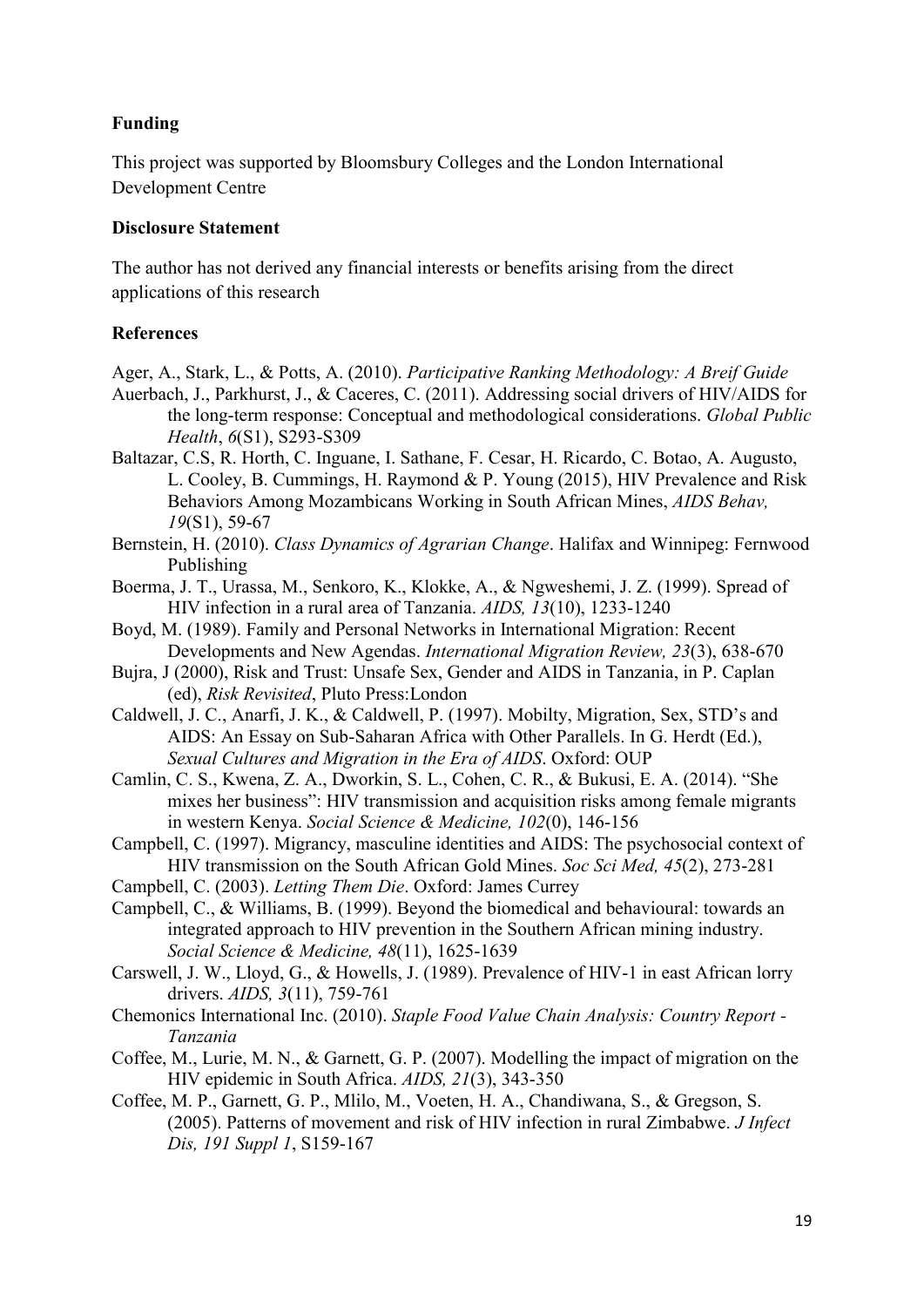## Funding

This project was supported by Bloomsbury Colleges and the London International Development Centre

## Disclosure Statement

The author has not derived any financial interests or benefits arising from the direct applications of this research

## References

Ager, A., Stark, L., & Potts, A. (2010). *Participative Ranking Methodology: A Breif Guide*

Auerbach, J., Parkhurst, J., & Caceres, C. (2011). Addressing social drivers of HIV/AIDS for the long-term response: Conceptual and methodological considerations. *Global Public Health*, *6*(S1), S293-S309

Baltazar, C.S, R. Horth, C. Inguane, I. Sathane, F. Cesar, H. Ricardo, C. Botao, A. Augusto, L. Cooley, B. Cummings, H. Raymond & P. Young (2015), HIV Prevalence and Risk Behaviors Among Mozambicans Working in South African Mines, *AIDS Behav, 19*(S1), 59-67

Bernstein, H. (2010). *Class Dynamics of Agrarian Change*. Halifax and Winnipeg: Fernwood Publishing

Boerma, J. T., Urassa, M., Senkoro, K., Klokke, A., & Ngweshemi, J. Z. (1999). Spread of HIV infection in a rural area of Tanzania. *AIDS, 13*(10), 1233-1240

Boyd, M. (1989). Family and Personal Networks in International Migration: Recent Developments and New Agendas. *International Migration Review, 23*(3), 638-670

Bujra, J (2000), Risk and Trust: Unsafe Sex, Gender and AIDS in Tanzania, in P. Caplan (ed), *Risk Revisited*, Pluto Press:London

Caldwell, J. C., Anarfi, J. K., & Caldwell, P. (1997). Mobilty, Migration, Sex, STD's and AIDS: An Essay on Sub-Saharan Africa with Other Parallels. In G. Herdt (Ed.), *Sexual Cultures and Migration in the Era of AIDS*. Oxford: OUP

Camlin, C. S., Kwena, Z. A., Dworkin, S. L., Cohen, C. R., & Bukusi, E. A. (2014). "She mixes her business": HIV transmission and acquisition risks among female migrants in western Kenya. *Social Science & Medicine, 102*(0), 146-156

Campbell, C. (1997). Migrancy, masculine identities and AIDS: The psychosocial context of HIV transmission on the South African Gold Mines. *Soc Sci Med, 45*(2), 273-281

Campbell, C. (2003). *Letting Them Die*. Oxford: James Currey

Campbell, C., & Williams, B. (1999). Beyond the biomedical and behavioural: towards an integrated approach to HIV prevention in the Southern African mining industry. *Social Science & Medicine, 48*(11), 1625-1639

Carswell, J. W., Lloyd, G., & Howells, J. (1989). Prevalence of HIV-1 in east African lorry drivers. *AIDS, 3*(11), 759-761

Chemonics International Inc. (2010). *Staple Food Value Chain Analysis: Country Report - Tanzania*

Coffee, M., Lurie, M. N., & Garnett, G. P. (2007). Modelling the impact of migration on the HIV epidemic in South Africa. *AIDS, 21*(3), 343-350

Coffee, M. P., Garnett, G. P., Mlilo, M., Voeten, H. A., Chandiwana, S., & Gregson, S. (2005). Patterns of movement and risk of HIV infection in rural Zimbabwe. *J Infect Dis, 191 Suppl 1*, S159-167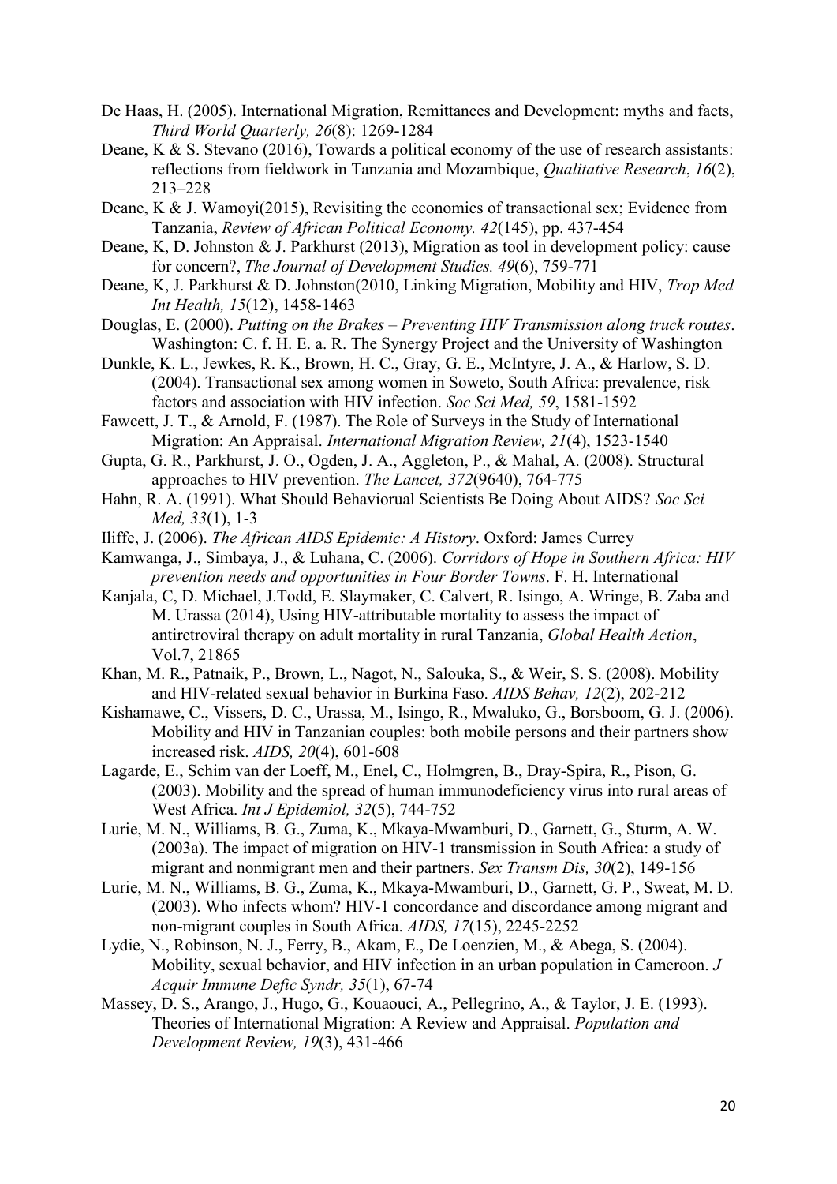De Haas, H. (2005). International Migration, Remittances and Development: myths and facts, *Third World Quarterly, 26*(8): 1269-1284

Deane, K & S. Stevano (2016), Towards a political economy of the use of research assistants: reflections from fieldwork in Tanzania and Mozambique, *Qualitative Research*, *16*(2), 213–228

Deane, K & J. Wamoyi(2015), Revisiting the economics of transactional sex; Evidence from Tanzania, *Review of African Political Economy. 42*(145), pp. 437-454

Deane, K, D. Johnston & J. Parkhurst (2013), Migration as tool in development policy: cause for concern?, *The Journal of Development Studies. 49*(6), 759-771

Deane, K, J. Parkhurst & D. Johnston(2010, Linking Migration, Mobility and HIV, *Trop Med Int Health, 15*(12), 1458-1463

Douglas, E. (2000). *Putting on the Brakes – Preventing HIV Transmission along truck routes*. Washington: C. f. H. E. a. R. The Synergy Project and the University of Washington

Dunkle, K. L., Jewkes, R. K., Brown, H. C., Gray, G. E., McIntyre, J. A., & Harlow, S. D. (2004). Transactional sex among women in Soweto, South Africa: prevalence, risk factors and association with HIV infection. *Soc Sci Med, 59*, 1581-1592

Fawcett, J. T., & Arnold, F. (1987). The Role of Surveys in the Study of International Migration: An Appraisal. *International Migration Review, 21*(4), 1523-1540

Gupta, G. R., Parkhurst, J. O., Ogden, J. A., Aggleton, P., & Mahal, A. (2008). Structural approaches to HIV prevention. *The Lancet, 372*(9640), 764-775

Hahn, R. A. (1991). What Should Behaviorual Scientists Be Doing About AIDS? *Soc Sci Med, 33*(1), 1-3

Iliffe, J. (2006). *The African AIDS Epidemic: A History*. Oxford: James Currey

Kamwanga, J., Simbaya, J., & Luhana, C. (2006). *Corridors of Hope in Southern Africa: HIV prevention needs and opportunities in Four Border Towns*. F. H. International

Kanjala, C, D. Michael, J.Todd, E. Slaymaker, C. Calvert, R. Isingo, A. Wringe, B. Zaba and M. Urassa (2014), Using HIV-attributable mortality to assess the impact of antiretroviral therapy on adult mortality in rural Tanzania, *Global Health Action*, Vol.7, 21865

Khan, M. R., Patnaik, P., Brown, L., Nagot, N., Salouka, S., & Weir, S. S. (2008). Mobility and HIV-related sexual behavior in Burkina Faso. *AIDS Behav, 12*(2), 202-212

Kishamawe, C., Vissers, D. C., Urassa, M., Isingo, R., Mwaluko, G., Borsboom, G. J. (2006). Mobility and HIV in Tanzanian couples: both mobile persons and their partners show increased risk. *AIDS, 20*(4), 601-608

Lagarde, E., Schim van der Loeff, M., Enel, C., Holmgren, B., Dray-Spira, R., Pison, G. (2003). Mobility and the spread of human immunodeficiency virus into rural areas of West Africa. *Int J Epidemiol, 32*(5), 744-752

Lurie, M. N., Williams, B. G., Zuma, K., Mkaya-Mwamburi, D., Garnett, G., Sturm, A. W. (2003a). The impact of migration on HIV-1 transmission in South Africa: a study of migrant and nonmigrant men and their partners. *Sex Transm Dis, 30*(2), 149-156

Lurie, M. N., Williams, B. G., Zuma, K., Mkaya-Mwamburi, D., Garnett, G. P., Sweat, M. D. (2003). Who infects whom? HIV-1 concordance and discordance among migrant and non-migrant couples in South Africa. *AIDS, 17*(15), 2245-2252

Lydie, N., Robinson, N. J., Ferry, B., Akam, E., De Loenzien, M., & Abega, S. (2004). Mobility, sexual behavior, and HIV infection in an urban population in Cameroon. *J Acquir Immune Defic Syndr, 35*(1), 67-74

Massey, D. S., Arango, J., Hugo, G., Kouaouci, A., Pellegrino, A., & Taylor, J. E. (1993). Theories of International Migration: A Review and Appraisal. *Population and Development Review, 19*(3), 431-466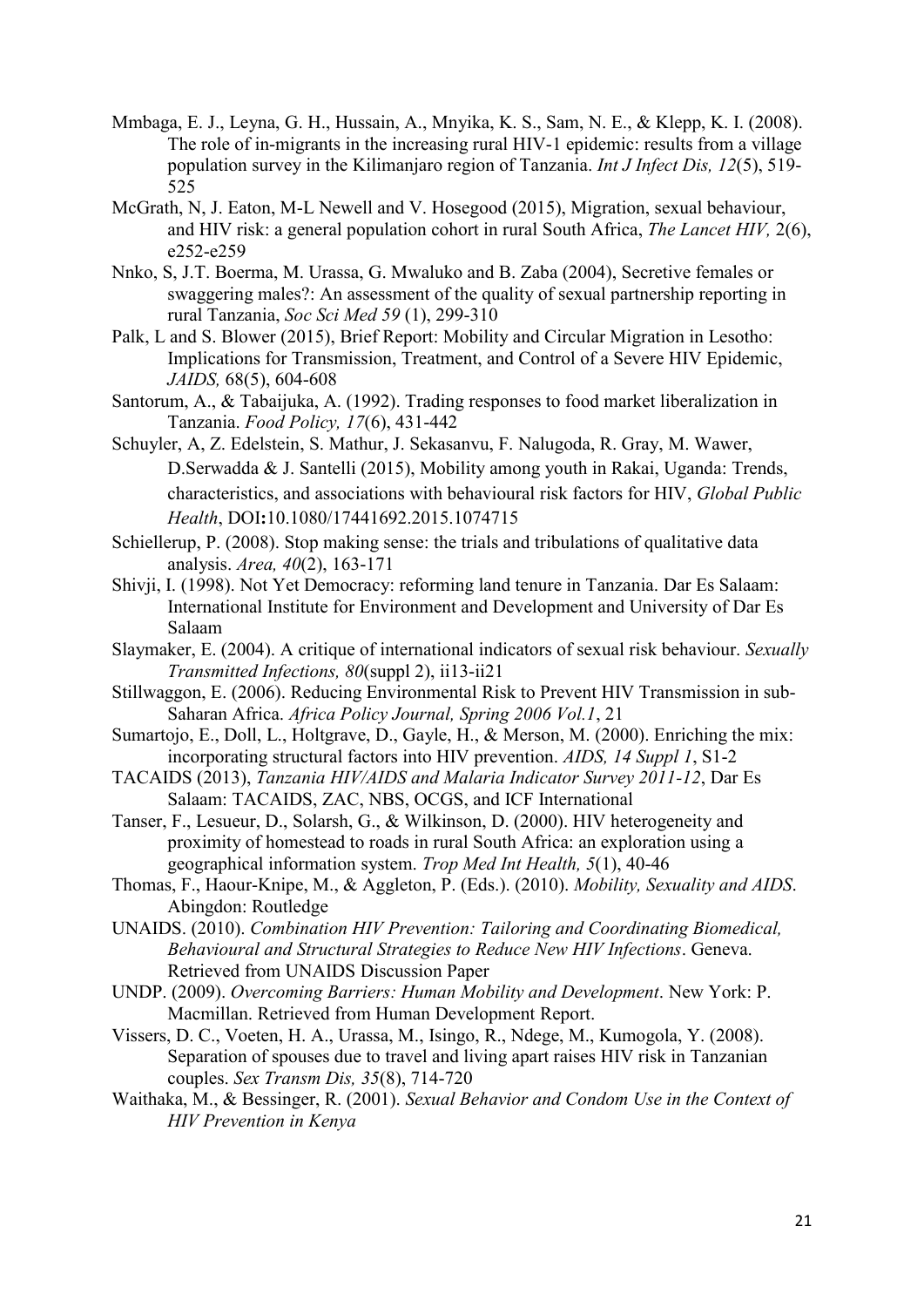Mmbaga, E. J., Leyna, G. H., Hussain, A., Mnyika, K. S., Sam, N. E., & Klepp, K. I. (2008). The role of in-migrants in the increasing rural HIV-1 epidemic: results from a village population survey in the Kilimanjaro region of Tanzania. *Int J Infect Dis, 12*(5), 519-525

McGrath, N, J. Eaton, M-L Newell and V. Hosegood (2015), Migration, sexual behaviour, and HIV risk: a general population cohort in rural South Africa, *The Lancet HIV,* 2(6), e252-e259

Nnko, S, J.T. Boerma, M. Urassa, G. Mwaluko and B. Zaba (2004), Secretive females or swaggering males?: An assessment of the quality of sexual partnership reporting in rural Tanzania, *Soc Sci Med 59* (1), 299-310

Palk, L and S. Blower (2015), Brief Report: Mobility and Circular Migration in Lesotho: Implications for Transmission, Treatment, and Control of a Severe HIV Epidemic, *JAIDS,* 68(5), 604-608

Santorum, A., & Tabaijuka, A. (1992). Trading responses to food market liberalization in Tanzania. *Food Policy, 17*(6), 431-442

Schuyler, A, Z. Edelstein, S. Mathur, J. Sekasanvu, F. Nalugoda, R. Gray, M. Wawer, D.Serwadda & J. Santelli (2015), Mobility among youth in Rakai, Uganda: Trends, characteristics, and associations with behavioural risk factors for HIV, *Global Public Health*, DOI:10.1080/17441692.2015.1074715

Schiellerup, P. (2008). Stop making sense: the trials and tribulations of qualitative data analysis. *Area, 40*(2), 163-171

Shivji, I. (1998). Not Yet Democracy: reforming land tenure in Tanzania. Dar Es Salaam: International Institute for Environment and Development and University of Dar Es Salaam

Slaymaker, E. (2004). A critique of international indicators of sexual risk behaviour. *Sexually Transmitted Infections, 80*(suppl 2), ii13-ii21

Stillwaggon, E. (2006). Reducing Environmental Risk to Prevent HIV Transmission in sub-Saharan Africa. *Africa Policy Journal, Spring 2006 Vol.1*, 21

Sumartojo, E., Doll, L., Holtgrave, D., Gayle, H., & Merson, M. (2000). Enriching the mix: incorporating structural factors into HIV prevention. *AIDS, 14 Suppl 1*, S1-2

TACAIDS (2013), *Tanzania HIV/AIDS and Malaria Indicator Survey 2011-12*, Dar Es Salaam: TACAIDS, ZAC, NBS, OCGS, and ICF International

Tanser, F., Lesueur, D., Solarsh, G., & Wilkinson, D. (2000). HIV heterogeneity and proximity of homestead to roads in rural South Africa: an exploration using a geographical information system. *Trop Med Int Health, 5*(1), 40-46

Thomas, F., Haour-Knipe, M., & Aggleton, P. (Eds.). (2010). *Mobility, Sexuality and AIDS*. Abingdon: Routledge

UNAIDS. (2010). *Combination HIV Prevention: Tailoring and Coordinating Biomedical, Behavioural and Structural Strategies to Reduce New HIV Infections*. Geneva. Retrieved from UNAIDS Discussion Paper

UNDP. (2009). *Overcoming Barriers: Human Mobility and Development*. New York: P. Macmillan. Retrieved from Human Development Report.

Vissers, D. C., Voeten, H. A., Urassa, M., Isingo, R., Ndege, M., Kumogola, Y. (2008). Separation of spouses due to travel and living apart raises HIV risk in Tanzanian couples. *Sex Transm Dis, 35*(8), 714-720

Waithaka, M., & Bessinger, R. (2001). *Sexual Behavior and Condom Use in the Context of HIV Prevention in Kenya*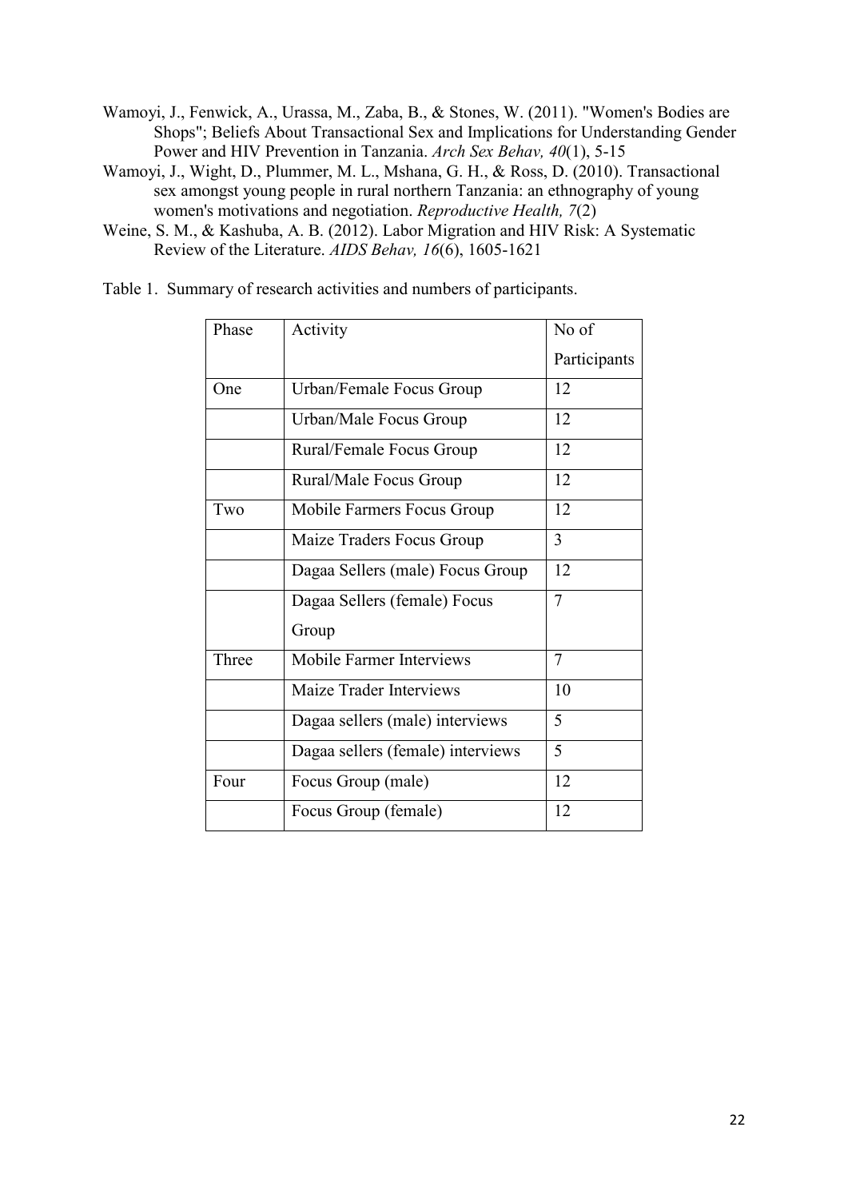Wamoyi, J., Fenwick, A., Urassa, M., Zaba, B., & Stones, W. (2011). "Women's Bodies are Shops"; Beliefs About Transactional Sex and Implications for Understanding Gender Power and HIV Prevention in Tanzania. *Arch Sex Behav, 40*(1), 5-15

Wamoyi, J., Wight, D., Plummer, M. L., Mshana, G. H., & Ross, D. (2010). Transactional sex amongst young people in rural northern Tanzania: an ethnography of young women's motivations and negotiation. *Reproductive Health, 7*(2)

Weine, S. M., & Kashuba, A. B. (2012). Labor Migration and HIV Risk: A Systematic Review of the Literature. *AIDS Behav, 16*(6), 1605-1621

Table 1. Summary of research activities and numbers of participants.

| Phase | Activity | No of Participants |
|---|---|---|
| One | Urban/Female Focus Group | 12 |
| | Urban/Male Focus Group | 12 |
| | Rural/Female Focus Group | 12 |
| | Rural/Male Focus Group | 12 |
| Two | Mobile Farmers Focus Group | 12 |
| | Maize Traders Focus Group | 3 |
| | Dagaa Sellers (male) Focus Group | 12 |
| | Dagaa Sellers (female) Focus Group | 7 |
| Three | Mobile Farmer Interviews | 7 |
| | Maize Trader Interviews | 10 |
| | Dagaa sellers (male) interviews | 5 |
| | Dagaa sellers (female) interviews | 5 |
| Four | Focus Group (male) | 12 |
| | Focus Group (female) | 12 |